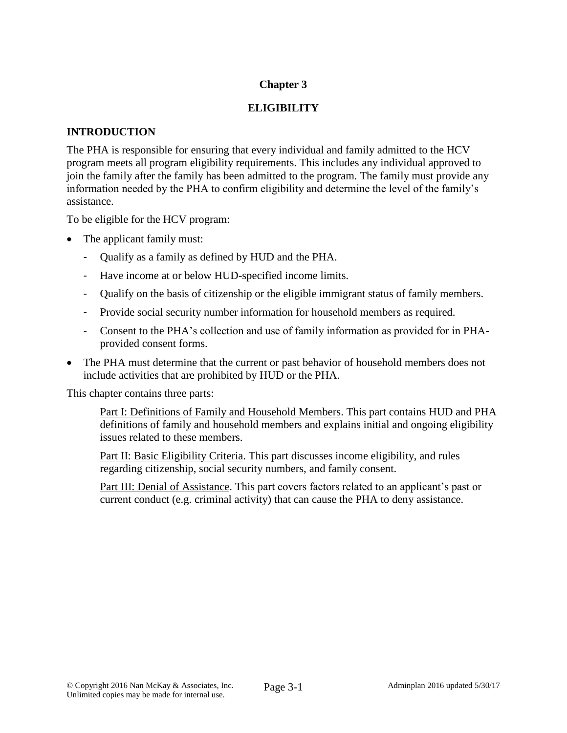# Chapter 3

# ELIGIBILITY

## INTRODUCTION

The PHA is responsible for ensuring that every individual and family admitted to the HCV program meets all program eligibility requirements. This includes any individual approved to join the family after the family has been admitted to the program. The family must provide any information needed by the PHA to confirm eligibility and determine the level of the family's assistance.

To be eligible for the HCV program:

- The applicant family must:
  - Qualify as a family as defined by HUD and the PHA.
  - Have income at or below HUD-specified income limits.
  - Qualify on the basis of citizenship or the eligible immigrant status of family members.
  - Provide social security number information for household members as required.
  - Consent to the PHA's collection and use of family information as provided for in PHA-provided consent forms.
- The PHA must determine that the current or past behavior of household members does not include activities that are prohibited by HUD or the PHA.

This chapter contains three parts:

<u>Part I: Definitions of Family and Household Members</u>. This part contains HUD and PHA definitions of family and household members and explains initial and ongoing eligibility issues related to these members.

<u>Part II: Basic Eligibility Criteria</u>. This part discusses income eligibility, and rules regarding citizenship, social security numbers, and family consent.

<u>Part III: Denial of Assistance</u>. This part covers factors related to an applicant's past or current conduct (e.g. criminal activity) that can cause the PHA to deny assistance.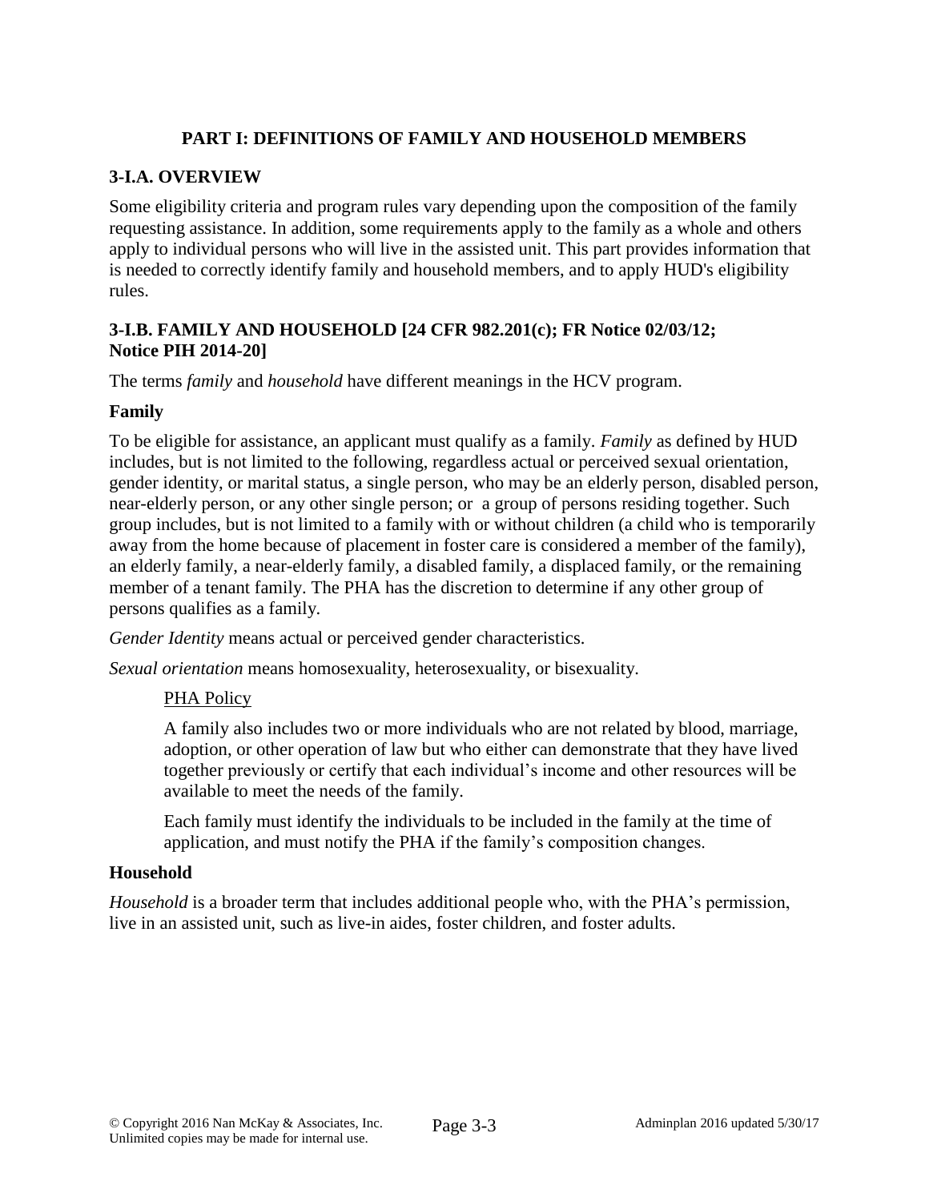## PART I: DEFINITIONS OF FAMILY AND HOUSEHOLD MEMBERS

### 3-I.A. OVERVIEW

Some eligibility criteria and program rules vary depending upon the composition of the family requesting assistance. In addition, some requirements apply to the family as a whole and others apply to individual persons who will live in the assisted unit. This part provides information that is needed to correctly identify family and household members, and to apply HUD's eligibility rules.

### 3-I.B. FAMILY AND HOUSEHOLD [24 CFR 982.201(c); FR Notice 02/03/12; Notice PIH 2014-20]

The terms *family* and *household* have different meanings in the HCV program.

**Family**

To be eligible for assistance, an applicant must qualify as a family. *Family* as defined by HUD includes, but is not limited to the following, regardless actual or perceived sexual orientation, gender identity, or marital status, a single person, who may be an elderly person, disabled person, near-elderly person, or any other single person; or a group of persons residing together. Such group includes, but is not limited to a family with or without children (a child who is temporarily away from the home because of placement in foster care is considered a member of the family), an elderly family, a near-elderly family, a disabled family, a displaced family, or the remaining member of a tenant family. The PHA has the discretion to determine if any other group of persons qualifies as a family.

*Gender Identity* means actual or perceived gender characteristics.

*Sexual orientation* means homosexuality, heterosexuality, or bisexuality.

<u>PHA Policy</u>

A family also includes two or more individuals who are not related by blood, marriage, adoption, or other operation of law but who either can demonstrate that they have lived together previously or certify that each individual's income and other resources will be available to meet the needs of the family.

Each family must identify the individuals to be included in the family at the time of application, and must notify the PHA if the family's composition changes.

**Household**

*Household* is a broader term that includes additional people who, with the PHA's permission, live in an assisted unit, such as live-in aides, foster children, and foster adults.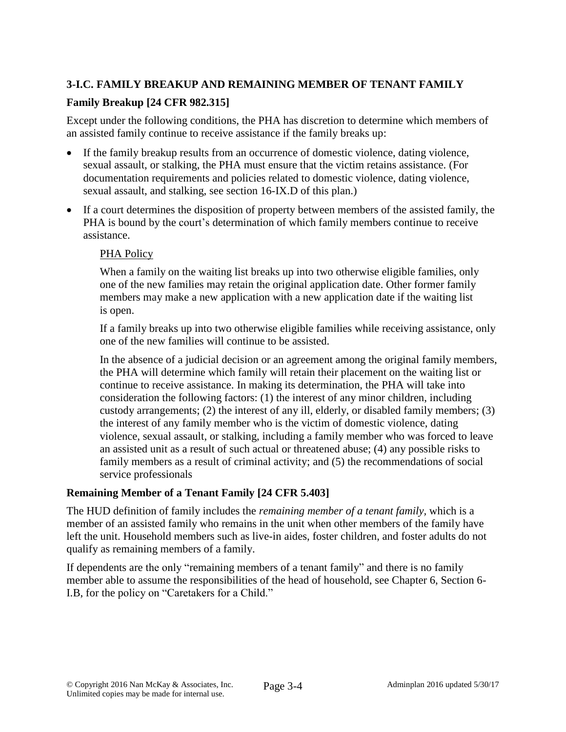### 3-I.C. FAMILY BREAKUP AND REMAINING MEMBER OF TENANT FAMILY

#### Family Breakup [24 CFR 982.315]

Except under the following conditions, the PHA has discretion to determine which members of an assisted family continue to receive assistance if the family breaks up:

- If the family breakup results from an occurrence of domestic violence, dating violence, sexual assault, or stalking, the PHA must ensure that the victim retains assistance. (For documentation requirements and policies related to domestic violence, dating violence, sexual assault, and stalking, see section 16-IX.D of this plan.)
- If a court determines the disposition of property between members of the assisted family, the PHA is bound by the court's determination of which family members continue to receive assistance.

> PHA Policy
>
> When a family on the waiting list breaks up into two otherwise eligible families, only one of the new families may retain the original application date. Other former family members may make a new application with a new application date if the waiting list is open.
>
> If a family breaks up into two otherwise eligible families while receiving assistance, only one of the new families will continue to be assisted.
>
> In the absence of a judicial decision or an agreement among the original family members, the PHA will determine which family will retain their placement on the waiting list or continue to receive assistance. In making its determination, the PHA will take into consideration the following factors: (1) the interest of any minor children, including custody arrangements; (2) the interest of any ill, elderly, or disabled family members; (3) the interest of any family member who is the victim of domestic violence, dating violence, sexual assault, or stalking, including a family member who was forced to leave an assisted unit as a result of such actual or threatened abuse; (4) any possible risks to family members as a result of criminal activity; and (5) the recommendations of social service professionals

#### Remaining Member of a Tenant Family [24 CFR 5.403]

The HUD definition of family includes the *remaining member of a tenant family*, which is a member of an assisted family who remains in the unit when other members of the family have left the unit. Household members such as live-in aides, foster children, and foster adults do not qualify as remaining members of a family.

If dependents are the only "remaining members of a tenant family" and there is no family member able to assume the responsibilities of the head of household, see Chapter 6, Section 6-I.B, for the policy on "Caretakers for a Child."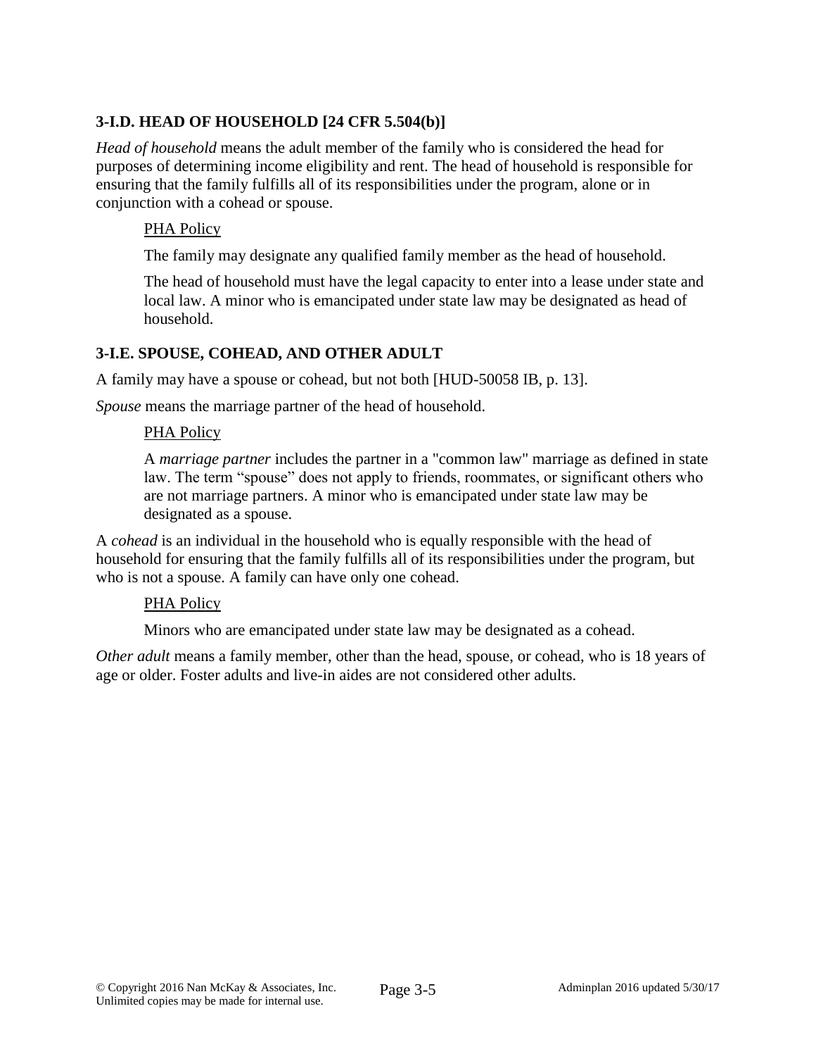### 3-I.D. HEAD OF HOUSEHOLD [24 CFR 5.504(b)]

*Head of household* means the adult member of the family who is considered the head for purposes of determining income eligibility and rent. The head of household is responsible for ensuring that the family fulfills all of its responsibilities under the program, alone or in conjunction with a cohead or spouse.

> <u>PHA Policy</u>
>
> The family may designate any qualified family member as the head of household.
>
> The head of household must have the legal capacity to enter into a lease under state and local law. A minor who is emancipated under state law may be designated as head of household.

### 3-I.E. SPOUSE, COHEAD, AND OTHER ADULT

A family may have a spouse or cohead, but not both [HUD-50058 IB, p. 13].

*Spouse* means the marriage partner of the head of household.

> <u>PHA Policy</u>
>
> A *marriage partner* includes the partner in a "common law" marriage as defined in state law. The term "spouse" does not apply to friends, roommates, or significant others who are not marriage partners. A minor who is emancipated under state law may be designated as a spouse.

A *cohead* is an individual in the household who is equally responsible with the head of household for ensuring that the family fulfills all of its responsibilities under the program, but who is not a spouse. A family can have only one cohead.

> <u>PHA Policy</u>
>
> Minors who are emancipated under state law may be designated as a cohead.

*Other adult* means a family member, other than the head, spouse, or cohead, who is 18 years of age or older. Foster adults and live-in aides are not considered other adults.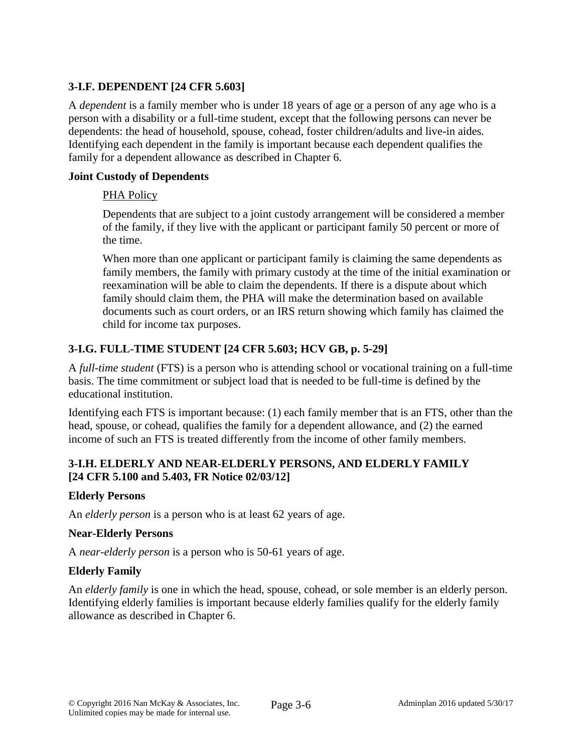### 3-I.F. DEPENDENT [24 CFR 5.603]

A *dependent* is a family member who is under 18 years of age or a person of any age who is a person with a disability or a full-time student, except that the following persons can never be dependents: the head of household, spouse, cohead, foster children/adults and live-in aides. Identifying each dependent in the family is important because each dependent qualifies the family for a dependent allowance as described in Chapter 6.

**Joint Custody of Dependents**

PHA Policy

Dependents that are subject to a joint custody arrangement will be considered a member of the family, if they live with the applicant or participant family 50 percent or more of the time.

When more than one applicant or participant family is claiming the same dependents as family members, the family with primary custody at the time of the initial examination or reexamination will be able to claim the dependents. If there is a dispute about which family should claim them, the PHA will make the determination based on available documents such as court orders, or an IRS return showing which family has claimed the child for income tax purposes.

### 3-I.G. FULL-TIME STUDENT [24 CFR 5.603; HCV GB, p. 5-29]

A *full-time student* (FTS) is a person who is attending school or vocational training on a full-time basis. The time commitment or subject load that is needed to be full-time is defined by the educational institution.

Identifying each FTS is important because: (1) each family member that is an FTS, other than the head, spouse, or cohead, qualifies the family for a dependent allowance, and (2) the earned income of such an FTS is treated differently from the income of other family members.

### 3-I.H. ELDERLY AND NEAR-ELDERLY PERSONS, AND ELDERLY FAMILY [24 CFR 5.100 and 5.403, FR Notice 02/03/12]

**Elderly Persons**

An *elderly person* is a person who is at least 62 years of age.

**Near-Elderly Persons**

A *near-elderly person* is a person who is 50-61 years of age.

**Elderly Family**

An *elderly family* is one in which the head, spouse, cohead, or sole member is an elderly person. Identifying elderly families is important because elderly families qualify for the elderly family allowance as described in Chapter 6.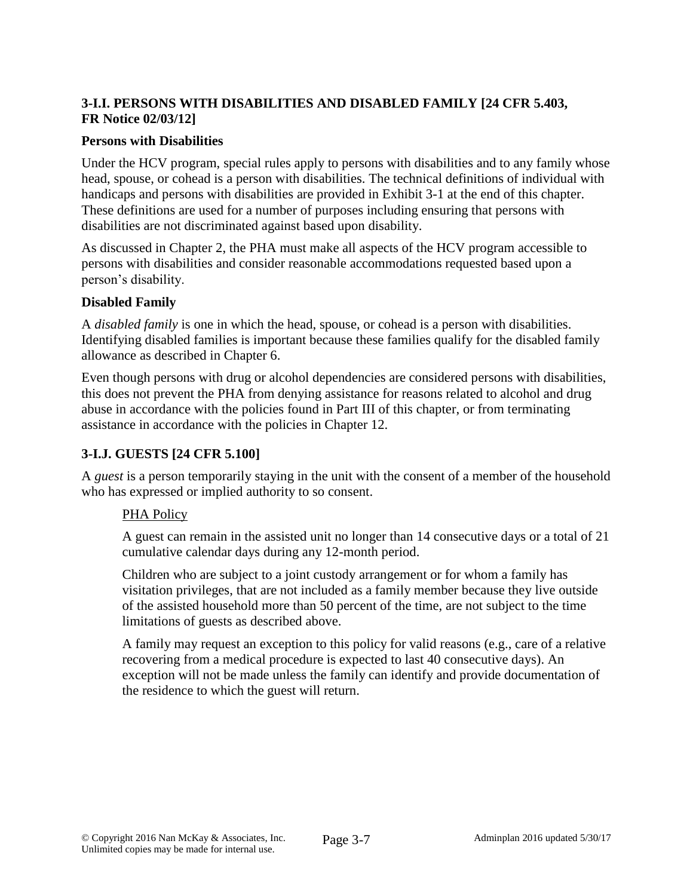## 3-I.I. PERSONS WITH DISABILITIES AND DISABLED FAMILY [24 CFR 5.403, FR Notice 02/03/12]

### Persons with Disabilities

Under the HCV program, special rules apply to persons with disabilities and to any family whose head, spouse, or cohead is a person with disabilities. The technical definitions of individual with handicaps and persons with disabilities are provided in Exhibit 3-1 at the end of this chapter. These definitions are used for a number of purposes including ensuring that persons with disabilities are not discriminated against based upon disability.

As discussed in Chapter 2, the PHA must make all aspects of the HCV program accessible to persons with disabilities and consider reasonable accommodations requested based upon a person's disability.

### Disabled Family

A *disabled family* is one in which the head, spouse, or cohead is a person with disabilities. Identifying disabled families is important because these families qualify for the disabled family allowance as described in Chapter 6.

Even though persons with drug or alcohol dependencies are considered persons with disabilities, this does not prevent the PHA from denying assistance for reasons related to alcohol and drug abuse in accordance with the policies found in Part III of this chapter, or from terminating assistance in accordance with the policies in Chapter 12.

## 3-I.J. GUESTS [24 CFR 5.100]

A *guest* is a person temporarily staying in the unit with the consent of a member of the household who has expressed or implied authority to so consent.

> PHA Policy
>
> A guest can remain in the assisted unit no longer than 14 consecutive days or a total of 21 cumulative calendar days during any 12-month period.
>
> Children who are subject to a joint custody arrangement or for whom a family has visitation privileges, that are not included as a family member because they live outside of the assisted household more than 50 percent of the time, are not subject to the time limitations of guests as described above.
>
> A family may request an exception to this policy for valid reasons (e.g., care of a relative recovering from a medical procedure is expected to last 40 consecutive days). An exception will not be made unless the family can identify and provide documentation of the residence to which the guest will return.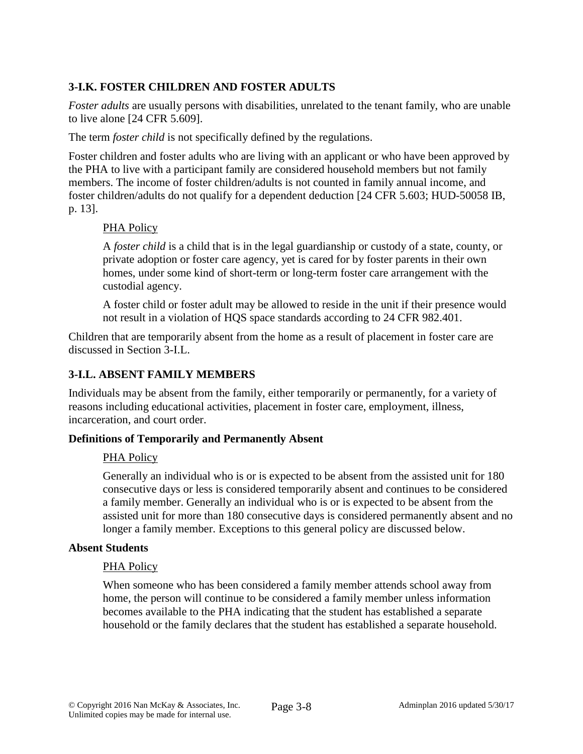### 3-I.K. FOSTER CHILDREN AND FOSTER ADULTS

*Foster adults* are usually persons with disabilities, unrelated to the tenant family, who are unable to live alone [24 CFR 5.609].

The term *foster child* is not specifically defined by the regulations.

Foster children and foster adults who are living with an applicant or who have been approved by the PHA to live with a participant family are considered household members but not family members. The income of foster children/adults is not counted in family annual income, and foster children/adults do not qualify for a dependent deduction [24 CFR 5.603; HUD-50058 IB, p. 13].

> PHA Policy
>
> A *foster child* is a child that is in the legal guardianship or custody of a state, county, or private adoption or foster care agency, yet is cared for by foster parents in their own homes, under some kind of short-term or long-term foster care arrangement with the custodial agency.
>
> A foster child or foster adult may be allowed to reside in the unit if their presence would not result in a violation of HQS space standards according to 24 CFR 982.401.

Children that are temporarily absent from the home as a result of placement in foster care are discussed in Section 3-I.L.

### 3-I.L. ABSENT FAMILY MEMBERS

Individuals may be absent from the family, either temporarily or permanently, for a variety of reasons including educational activities, placement in foster care, employment, illness, incarceration, and court order.

**Definitions of Temporarily and Permanently Absent**

> PHA Policy
>
> Generally an individual who is or is expected to be absent from the assisted unit for 180 consecutive days or less is considered temporarily absent and continues to be considered a family member. Generally an individual who is or is expected to be absent from the assisted unit for more than 180 consecutive days is considered permanently absent and no longer a family member. Exceptions to this general policy are discussed below.

**Absent Students**

> PHA Policy
>
> When someone who has been considered a family member attends school away from home, the person will continue to be considered a family member unless information becomes available to the PHA indicating that the student has established a separate household or the family declares that the student has established a separate household.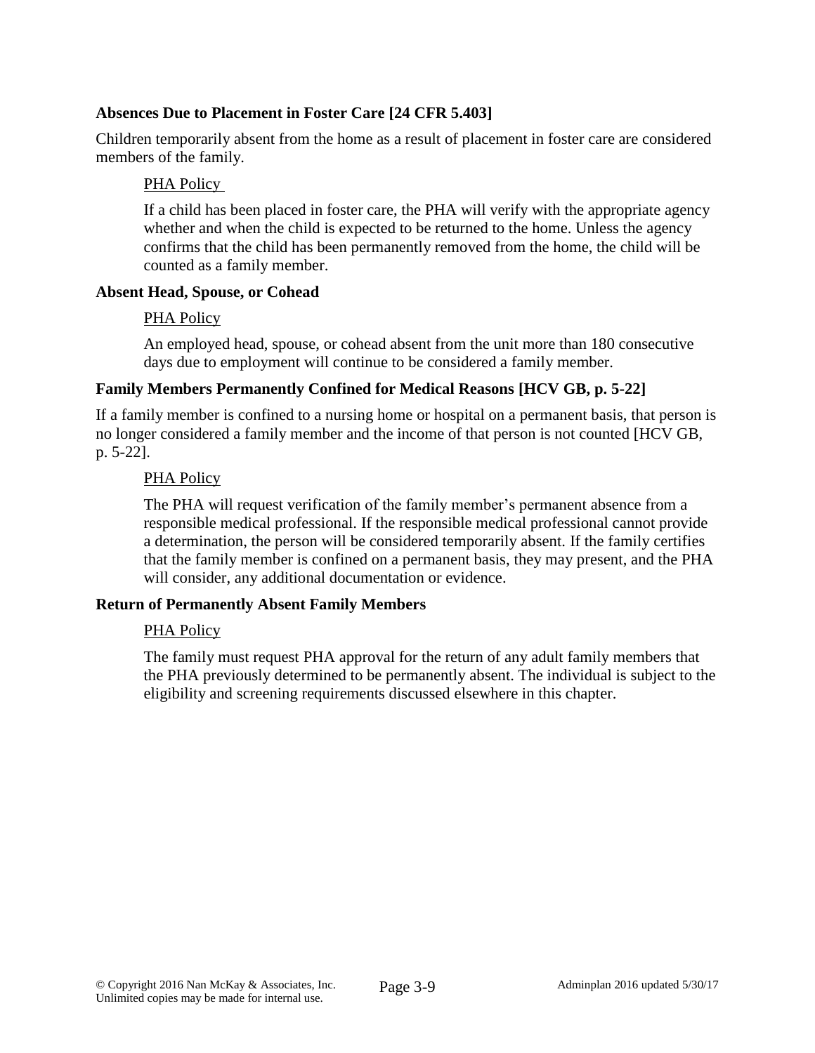### Absences Due to Placement in Foster Care [24 CFR 5.403]

Children temporarily absent from the home as a result of placement in foster care are considered members of the family.

PHA Policy

If a child has been placed in foster care, the PHA will verify with the appropriate agency whether and when the child is expected to be returned to the home. Unless the agency confirms that the child has been permanently removed from the home, the child will be counted as a family member.

### Absent Head, Spouse, or Cohead

PHA Policy

An employed head, spouse, or cohead absent from the unit more than 180 consecutive days due to employment will continue to be considered a family member.

### Family Members Permanently Confined for Medical Reasons [HCV GB, p. 5-22]

If a family member is confined to a nursing home or hospital on a permanent basis, that person is no longer considered a family member and the income of that person is not counted [HCV GB, p. 5-22].

PHA Policy

The PHA will request verification of the family member's permanent absence from a responsible medical professional. If the responsible medical professional cannot provide a determination, the person will be considered temporarily absent. If the family certifies that the family member is confined on a permanent basis, they may present, and the PHA will consider, any additional documentation or evidence.

### Return of Permanently Absent Family Members

PHA Policy

The family must request PHA approval for the return of any adult family members that the PHA previously determined to be permanently absent. The individual is subject to the eligibility and screening requirements discussed elsewhere in this chapter.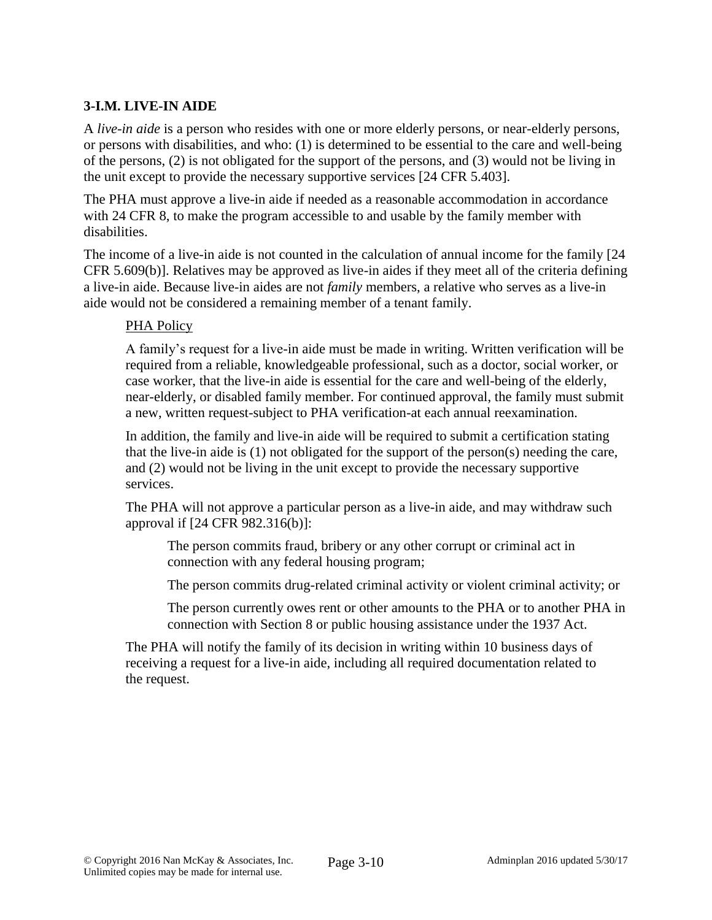## 3-I.M. LIVE-IN AIDE

A *live-in aide* is a person who resides with one or more elderly persons, or near-elderly persons, or persons with disabilities, and who: (1) is determined to be essential to the care and well-being of the persons, (2) is not obligated for the support of the persons, and (3) would not be living in the unit except to provide the necessary supportive services [24 CFR 5.403].

The PHA must approve a live-in aide if needed as a reasonable accommodation in accordance with 24 CFR 8, to make the program accessible to and usable by the family member with disabilities.

The income of a live-in aide is not counted in the calculation of annual income for the family [24 CFR 5.609(b)]. Relatives may be approved as live-in aides if they meet all of the criteria defining a live-in aide. Because live-in aides are not *family* members, a relative who serves as a live-in aide would not be considered a remaining member of a tenant family.

PHA Policy

A family's request for a live-in aide must be made in writing. Written verification will be required from a reliable, knowledgeable professional, such as a doctor, social worker, or case worker, that the live-in aide is essential for the care and well-being of the elderly, near-elderly, or disabled family member. For continued approval, the family must submit a new, written request-subject to PHA verification-at each annual reexamination.

In addition, the family and live-in aide will be required to submit a certification stating that the live-in aide is (1) not obligated for the support of the person(s) needing the care, and (2) would not be living in the unit except to provide the necessary supportive services.

The PHA will not approve a particular person as a live-in aide, and may withdraw such approval if [24 CFR 982.316(b)]:

The person commits fraud, bribery or any other corrupt or criminal act in connection with any federal housing program;

The person commits drug-related criminal activity or violent criminal activity; or

The person currently owes rent or other amounts to the PHA or to another PHA in connection with Section 8 or public housing assistance under the 1937 Act.

The PHA will notify the family of its decision in writing within 10 business days of receiving a request for a live-in aide, including all required documentation related to the request.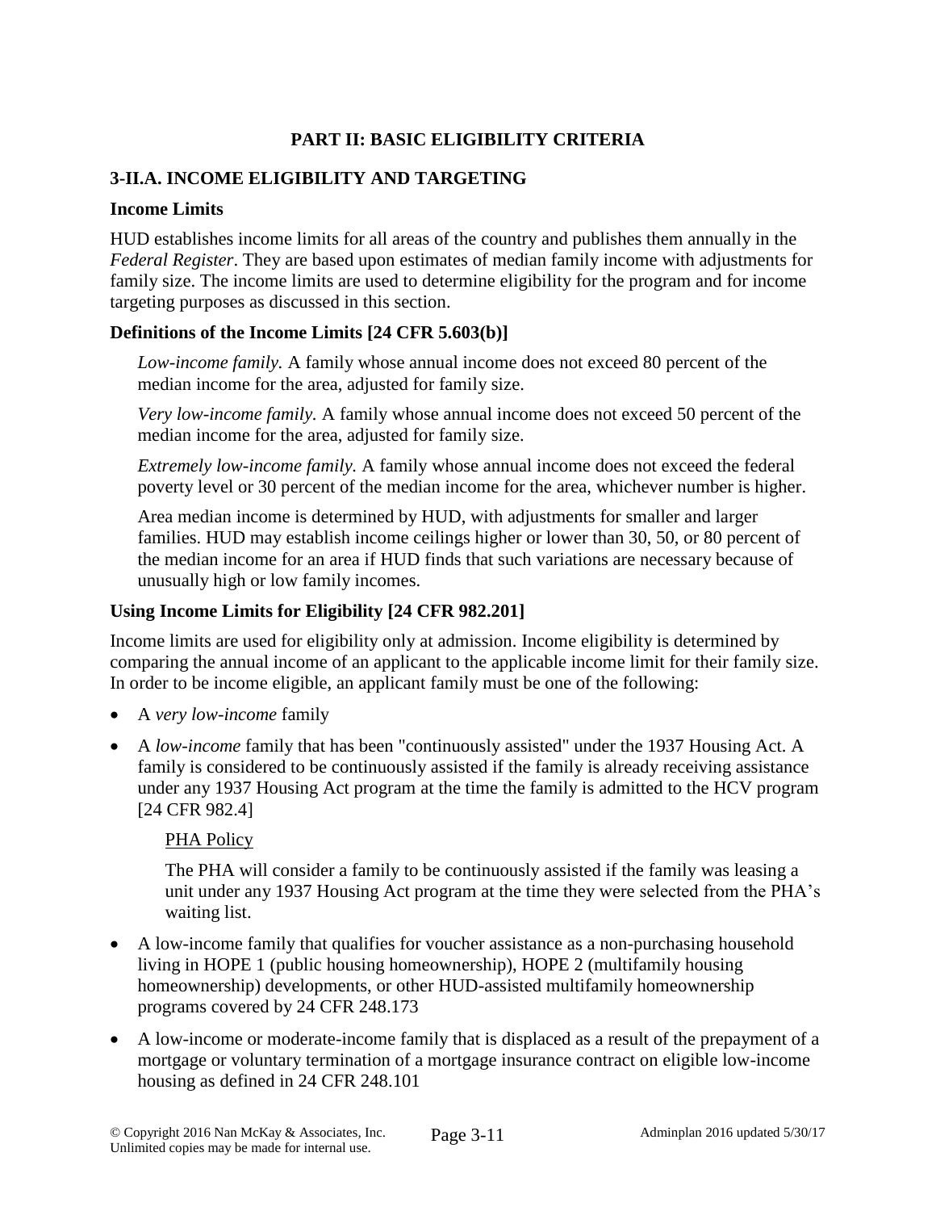## PART II: BASIC ELIGIBILITY CRITERIA

### 3-II.A. INCOME ELIGIBILITY AND TARGETING

#### Income Limits

HUD establishes income limits for all areas of the country and publishes them annually in the *Federal Register*. They are based upon estimates of median family income with adjustments for family size. The income limits are used to determine eligibility for the program and for income targeting purposes as discussed in this section.

#### Definitions of the Income Limits [24 CFR 5.603(b)]

*Low-income family.* A family whose annual income does not exceed 80 percent of the median income for the area, adjusted for family size.

*Very low-income family.* A family whose annual income does not exceed 50 percent of the median income for the area, adjusted for family size.

*Extremely low-income family.* A family whose annual income does not exceed the federal poverty level or 30 percent of the median income for the area, whichever number is higher.

Area median income is determined by HUD, with adjustments for smaller and larger families. HUD may establish income ceilings higher or lower than 30, 50, or 80 percent of the median income for an area if HUD finds that such variations are necessary because of unusually high or low family incomes.

#### Using Income Limits for Eligibility [24 CFR 982.201]

Income limits are used for eligibility only at admission. Income eligibility is determined by comparing the annual income of an applicant to the applicable income limit for their family size. In order to be income eligible, an applicant family must be one of the following:

- A *very low-income* family
- A *low-income* family that has been "continuously assisted" under the 1937 Housing Act. A family is considered to be continuously assisted if the family is already receiving assistance under any 1937 Housing Act program at the time the family is admitted to the HCV program [24 CFR 982.4]

  <u>PHA Policy</u>

  The PHA will consider a family to be continuously assisted if the family was leasing a unit under any 1937 Housing Act program at the time they were selected from the PHA's waiting list.

- A low-income family that qualifies for voucher assistance as a non-purchasing household living in HOPE 1 (public housing homeownership), HOPE 2 (multifamily housing homeownership) developments, or other HUD-assisted multifamily homeownership programs covered by 24 CFR 248.173
- A low-income or moderate-income family that is displaced as a result of the prepayment of a mortgage or voluntary termination of a mortgage insurance contract on eligible low-income housing as defined in 24 CFR 248.101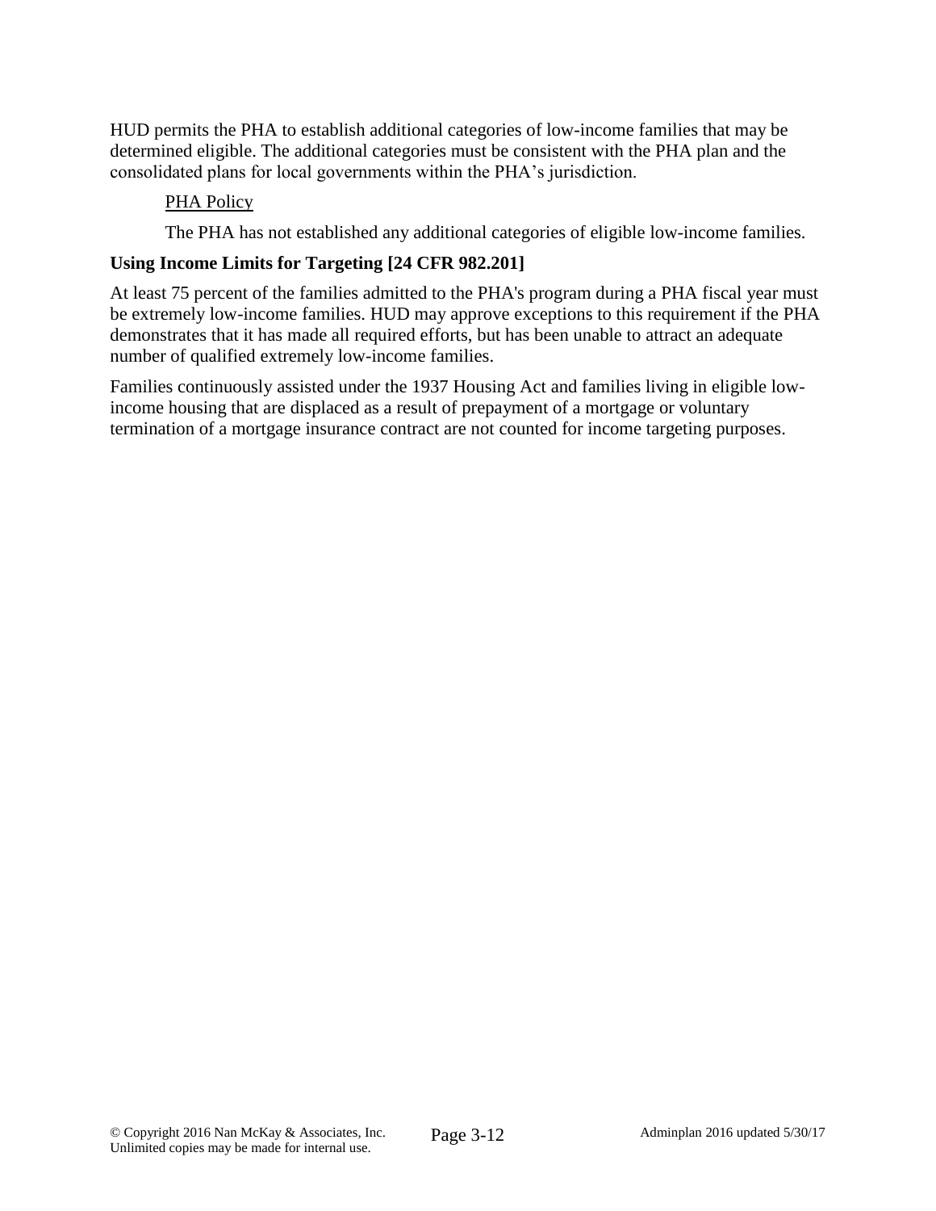HUD permits the PHA to establish additional categories of low-income families that may be determined eligible. The additional categories must be consistent with the PHA plan and the consolidated plans for local governments within the PHA's jurisdiction.

PHA Policy

The PHA has not established any additional categories of eligible low-income families.

**Using Income Limits for Targeting [24 CFR 982.201]**

At least 75 percent of the families admitted to the PHA's program during a PHA fiscal year must be extremely low-income families. HUD may approve exceptions to this requirement if the PHA demonstrates that it has made all required efforts, but has been unable to attract an adequate number of qualified extremely low-income families.

Families continuously assisted under the 1937 Housing Act and families living in eligible low-income housing that are displaced as a result of prepayment of a mortgage or voluntary termination of a mortgage insurance contract are not counted for income targeting purposes.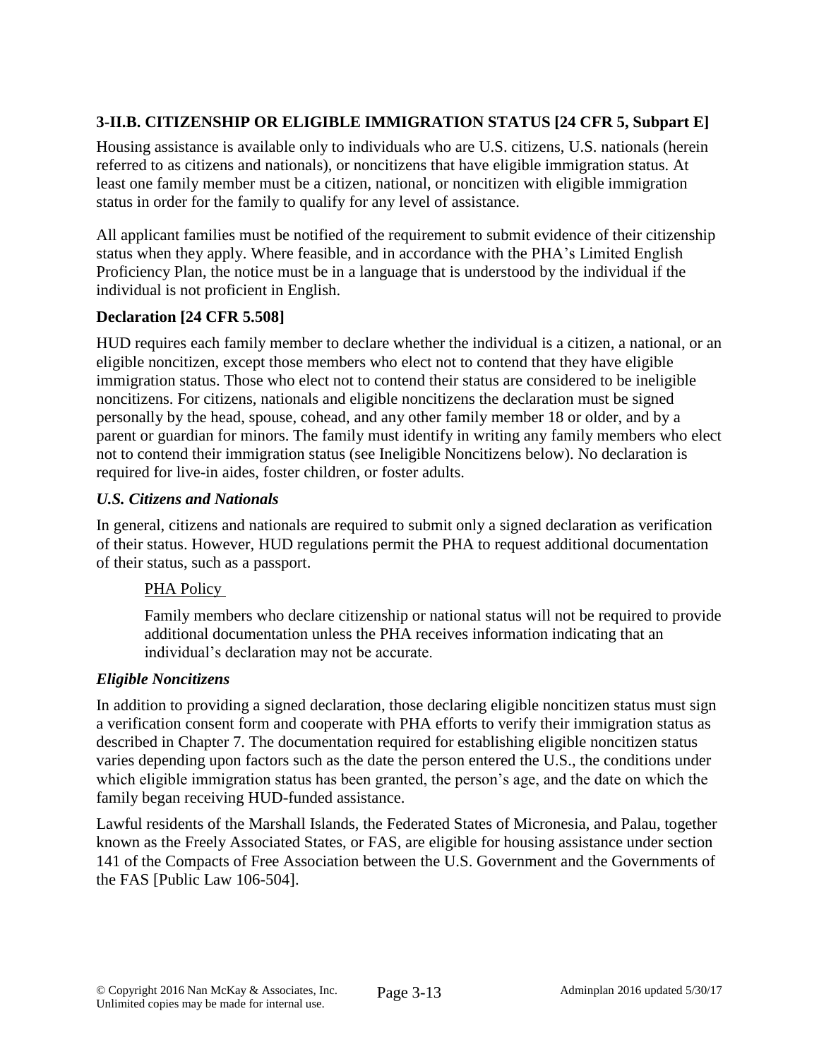### 3-II.B. CITIZENSHIP OR ELIGIBLE IMMIGRATION STATUS [24 CFR 5, Subpart E]

Housing assistance is available only to individuals who are U.S. citizens, U.S. nationals (herein referred to as citizens and nationals), or noncitizens that have eligible immigration status. At least one family member must be a citizen, national, or noncitizen with eligible immigration status in order for the family to qualify for any level of assistance.

All applicant families must be notified of the requirement to submit evidence of their citizenship status when they apply. Where feasible, and in accordance with the PHA's Limited English Proficiency Plan, the notice must be in a language that is understood by the individual if the individual is not proficient in English.

**Declaration [24 CFR 5.508]**

HUD requires each family member to declare whether the individual is a citizen, a national, or an eligible noncitizen, except those members who elect not to contend that they have eligible immigration status. Those who elect not to contend their status are considered to be ineligible noncitizens. For citizens, nationals and eligible noncitizens the declaration must be signed personally by the head, spouse, cohead, and any other family member 18 or older, and by a parent or guardian for minors. The family must identify in writing any family members who elect not to contend their immigration status (see Ineligible Noncitizens below). No declaration is required for live-in aides, foster children, or foster adults.

***U.S. Citizens and Nationals***

In general, citizens and nationals are required to submit only a signed declaration as verification of their status. However, HUD regulations permit the PHA to request additional documentation of their status, such as a passport.

> PHA Policy
>
> Family members who declare citizenship or national status will not be required to provide additional documentation unless the PHA receives information indicating that an individual's declaration may not be accurate.

***Eligible Noncitizens***

In addition to providing a signed declaration, those declaring eligible noncitizen status must sign a verification consent form and cooperate with PHA efforts to verify their immigration status as described in Chapter 7. The documentation required for establishing eligible noncitizen status varies depending upon factors such as the date the person entered the U.S., the conditions under which eligible immigration status has been granted, the person's age, and the date on which the family began receiving HUD-funded assistance.

Lawful residents of the Marshall Islands, the Federated States of Micronesia, and Palau, together known as the Freely Associated States, or FAS, are eligible for housing assistance under section 141 of the Compacts of Free Association between the U.S. Government and the Governments of the FAS [Public Law 106-504].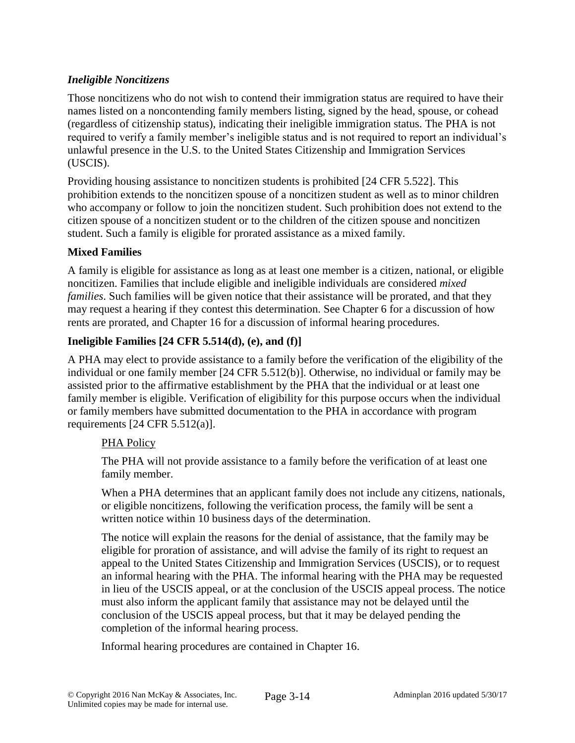### *Ineligible Noncitizens*

Those noncitizens who do not wish to contend their immigration status are required to have their names listed on a noncontending family members listing, signed by the head, spouse, or cohead (regardless of citizenship status), indicating their ineligible immigration status. The PHA is not required to verify a family member's ineligible status and is not required to report an individual's unlawful presence in the U.S. to the United States Citizenship and Immigration Services (USCIS).

Providing housing assistance to noncitizen students is prohibited [24 CFR 5.522]. This prohibition extends to the noncitizen spouse of a noncitizen student as well as to minor children who accompany or follow to join the noncitizen student. Such prohibition does not extend to the citizen spouse of a noncitizen student or to the children of the citizen spouse and noncitizen student. Such a family is eligible for prorated assistance as a mixed family.

### Mixed Families

A family is eligible for assistance as long as at least one member is a citizen, national, or eligible noncitizen. Families that include eligible and ineligible individuals are considered *mixed families*. Such families will be given notice that their assistance will be prorated, and that they may request a hearing if they contest this determination. See Chapter 6 for a discussion of how rents are prorated, and Chapter 16 for a discussion of informal hearing procedures.

### Ineligible Families [24 CFR 5.514(d), (e), and (f)]

A PHA may elect to provide assistance to a family before the verification of the eligibility of the individual or one family member [24 CFR 5.512(b)]. Otherwise, no individual or family may be assisted prior to the affirmative establishment by the PHA that the individual or at least one family member is eligible. Verification of eligibility for this purpose occurs when the individual or family members have submitted documentation to the PHA in accordance with program requirements [24 CFR 5.512(a)].

> PHA Policy
>
> The PHA will not provide assistance to a family before the verification of at least one family member.
>
> When a PHA determines that an applicant family does not include any citizens, nationals, or eligible noncitizens, following the verification process, the family will be sent a written notice within 10 business days of the determination.
>
> The notice will explain the reasons for the denial of assistance, that the family may be eligible for proration of assistance, and will advise the family of its right to request an appeal to the United States Citizenship and Immigration Services (USCIS), or to request an informal hearing with the PHA. The informal hearing with the PHA may be requested in lieu of the USCIS appeal, or at the conclusion of the USCIS appeal process. The notice must also inform the applicant family that assistance may not be delayed until the conclusion of the USCIS appeal process, but that it may be delayed pending the completion of the informal hearing process.
>
> Informal hearing procedures are contained in Chapter 16.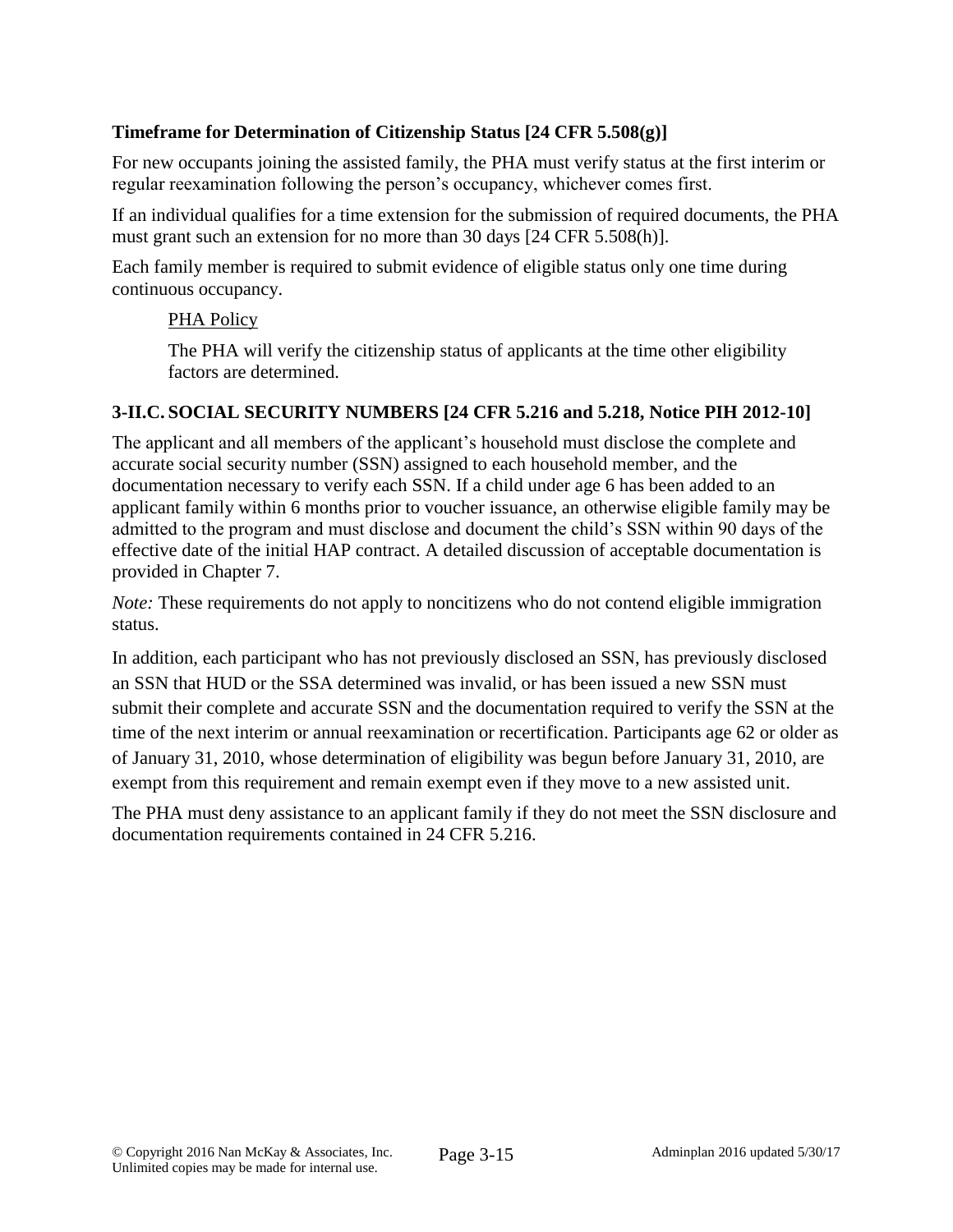### Timeframe for Determination of Citizenship Status [24 CFR 5.508(g)]

For new occupants joining the assisted family, the PHA must verify status at the first interim or regular reexamination following the person's occupancy, whichever comes first.

If an individual qualifies for a time extension for the submission of required documents, the PHA must grant such an extension for no more than 30 days [24 CFR 5.508(h)].

Each family member is required to submit evidence of eligible status only one time during continuous occupancy.

> PHA Policy
>
> The PHA will verify the citizenship status of applicants at the time other eligibility factors are determined.

## 3-II.C. SOCIAL SECURITY NUMBERS [24 CFR 5.216 and 5.218, Notice PIH 2012-10]

The applicant and all members of the applicant's household must disclose the complete and accurate social security number (SSN) assigned to each household member, and the documentation necessary to verify each SSN. If a child under age 6 has been added to an applicant family within 6 months prior to voucher issuance, an otherwise eligible family may be admitted to the program and must disclose and document the child's SSN within 90 days of the effective date of the initial HAP contract. A detailed discussion of acceptable documentation is provided in Chapter 7.

*Note:* These requirements do not apply to noncitizens who do not contend eligible immigration status.

In addition, each participant who has not previously disclosed an SSN, has previously disclosed an SSN that HUD or the SSA determined was invalid, or has been issued a new SSN must submit their complete and accurate SSN and the documentation required to verify the SSN at the time of the next interim or annual reexamination or recertification. Participants age 62 or older as of January 31, 2010, whose determination of eligibility was begun before January 31, 2010, are exempt from this requirement and remain exempt even if they move to a new assisted unit.

The PHA must deny assistance to an applicant family if they do not meet the SSN disclosure and documentation requirements contained in 24 CFR 5.216.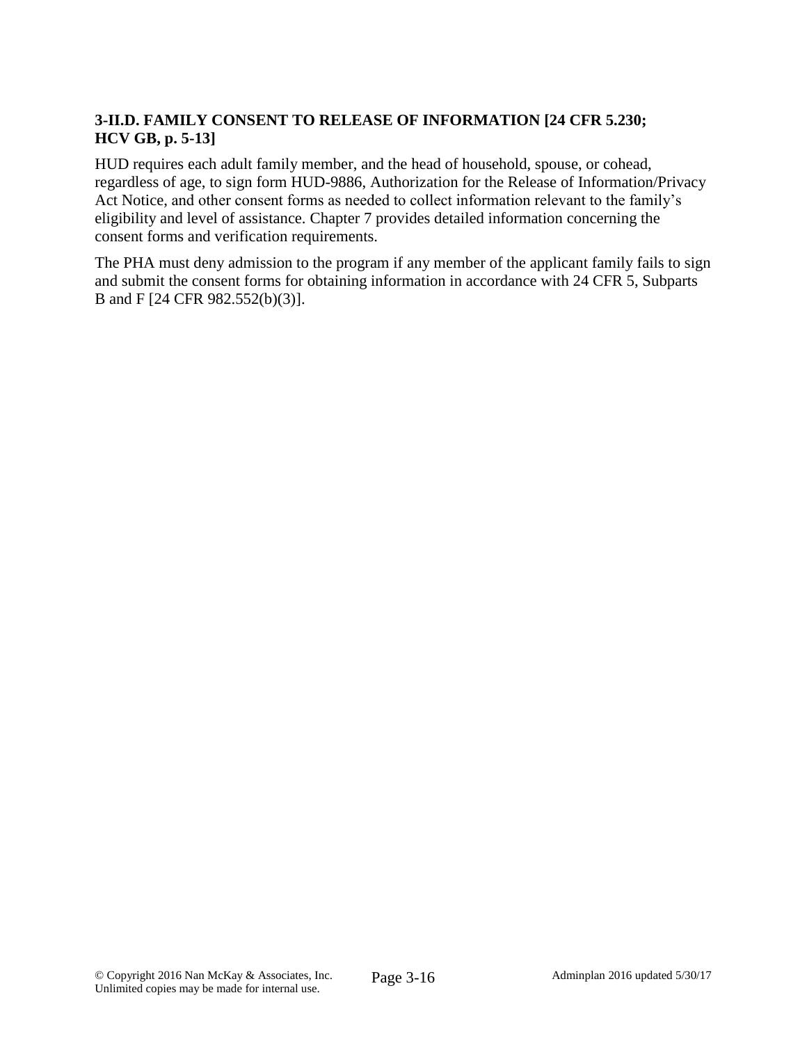### 3-II.D. FAMILY CONSENT TO RELEASE OF INFORMATION [24 CFR 5.230; HCV GB, p. 5-13]

HUD requires each adult family member, and the head of household, spouse, or cohead, regardless of age, to sign form HUD-9886, Authorization for the Release of Information/Privacy Act Notice, and other consent forms as needed to collect information relevant to the family's eligibility and level of assistance. Chapter 7 provides detailed information concerning the consent forms and verification requirements.

The PHA must deny admission to the program if any member of the applicant family fails to sign and submit the consent forms for obtaining information in accordance with 24 CFR 5, Subparts B and F [24 CFR 982.552(b)(3)].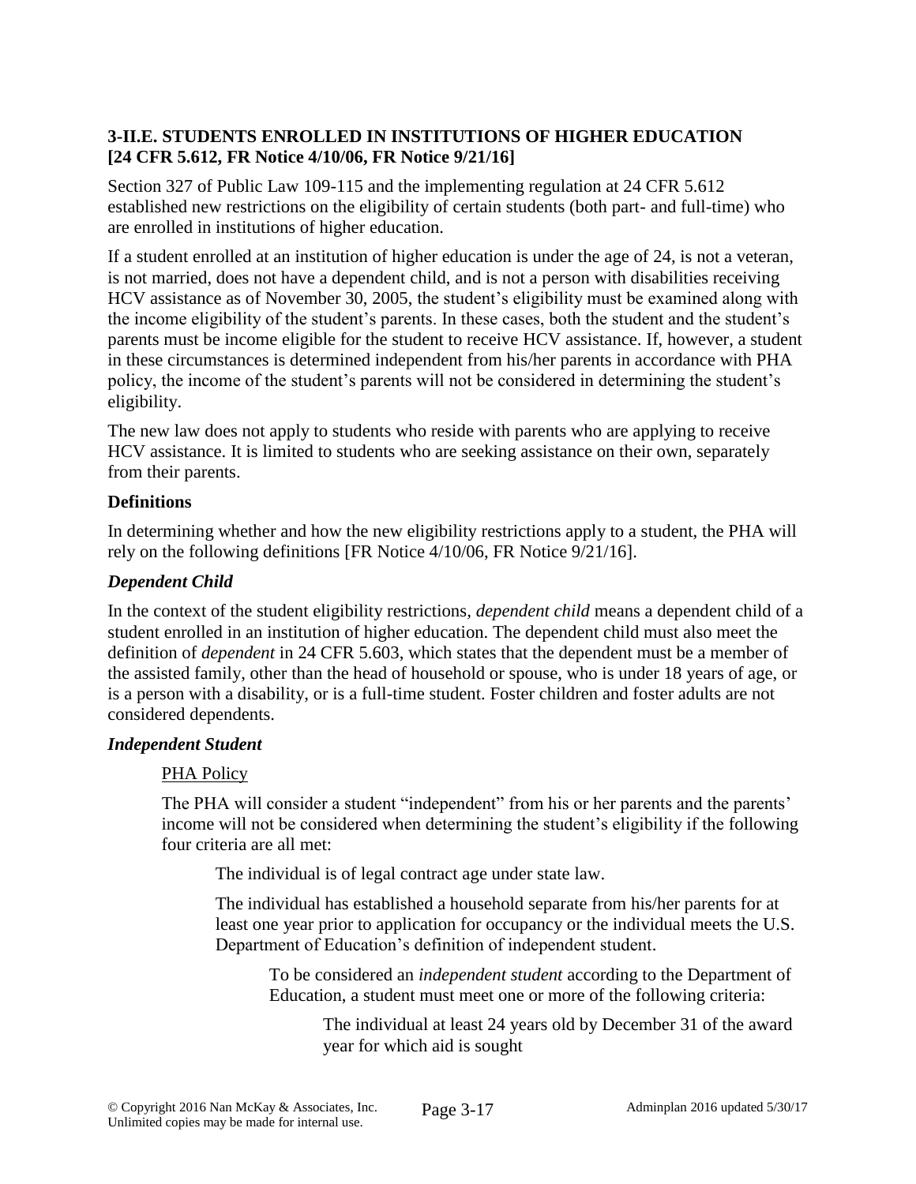### 3-II.E. STUDENTS ENROLLED IN INSTITUTIONS OF HIGHER EDUCATION [24 CFR 5.612, FR Notice 4/10/06, FR Notice 9/21/16]

Section 327 of Public Law 109-115 and the implementing regulation at 24 CFR 5.612 established new restrictions on the eligibility of certain students (both part- and full-time) who are enrolled in institutions of higher education.

If a student enrolled at an institution of higher education is under the age of 24, is not a veteran, is not married, does not have a dependent child, and is not a person with disabilities receiving HCV assistance as of November 30, 2005, the student's eligibility must be examined along with the income eligibility of the student's parents. In these cases, both the student and the student's parents must be income eligible for the student to receive HCV assistance. If, however, a student in these circumstances is determined independent from his/her parents in accordance with PHA policy, the income of the student's parents will not be considered in determining the student's eligibility.

The new law does not apply to students who reside with parents who are applying to receive HCV assistance. It is limited to students who are seeking assistance on their own, separately from their parents.

**Definitions**

In determining whether and how the new eligibility restrictions apply to a student, the PHA will rely on the following definitions [FR Notice 4/10/06, FR Notice 9/21/16].

***Dependent Child***

In the context of the student eligibility restrictions, *dependent child* means a dependent child of a student enrolled in an institution of higher education. The dependent child must also meet the definition of *dependent* in 24 CFR 5.603, which states that the dependent must be a member of the assisted family, other than the head of household or spouse, who is under 18 years of age, or is a person with a disability, or is a full-time student. Foster children and foster adults are not considered dependents.

***Independent Student***

PHA Policy

The PHA will consider a student "independent" from his or her parents and the parents' income will not be considered when determining the student's eligibility if the following four criteria are all met:

The individual is of legal contract age under state law.

The individual has established a household separate from his/her parents for at least one year prior to application for occupancy or the individual meets the U.S. Department of Education's definition of independent student.

To be considered an *independent student* according to the Department of Education, a student must meet one or more of the following criteria:

The individual at least 24 years old by December 31 of the award year for which aid is sought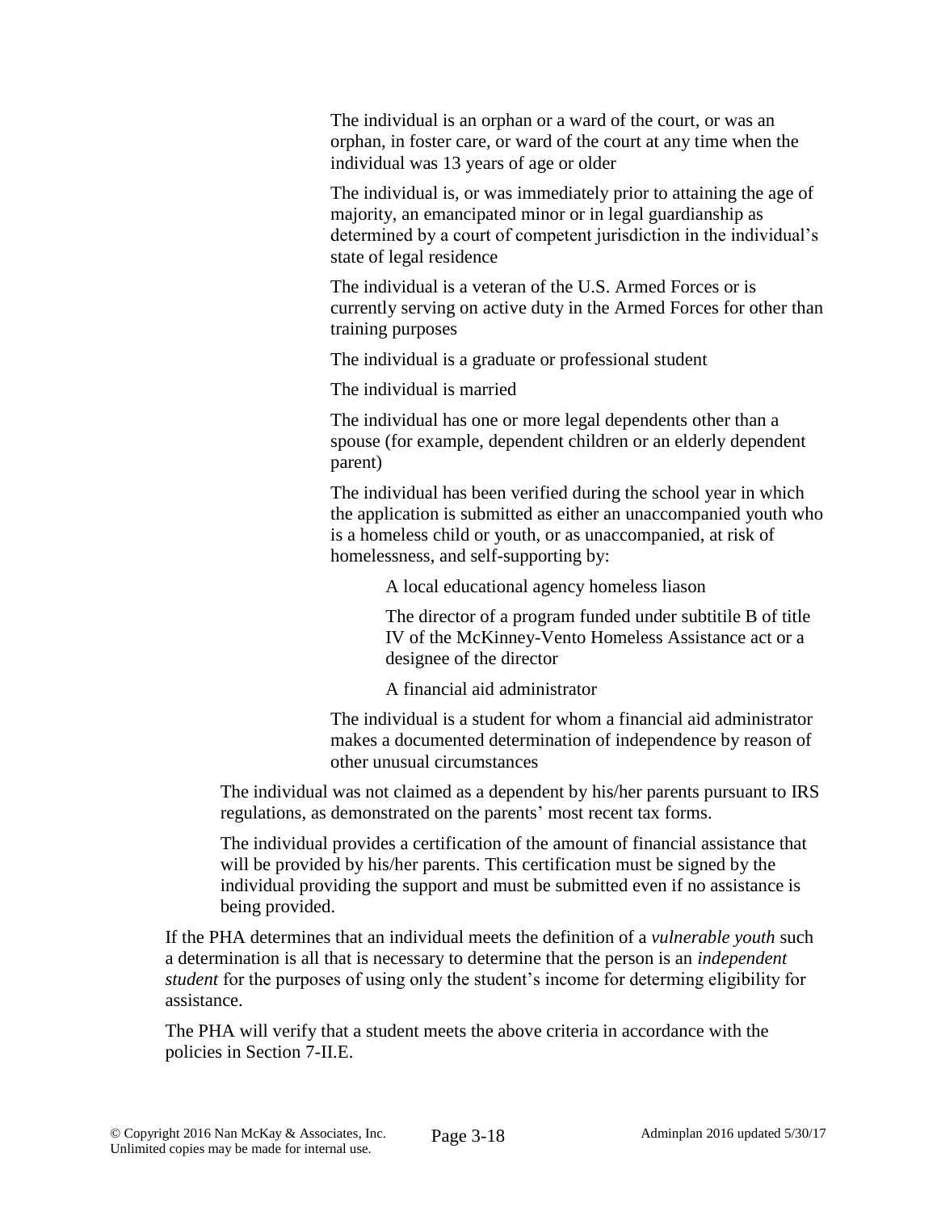The individual is an orphan or a ward of the court, or was an orphan, in foster care, or ward of the court at any time when the individual was 13 years of age or older

The individual is, or was immediately prior to attaining the age of majority, an emancipated minor or in legal guardianship as determined by a court of competent jurisdiction in the individual's state of legal residence

The individual is a veteran of the U.S. Armed Forces or is currently serving on active duty in the Armed Forces for other than training purposes

The individual is a graduate or professional student

The individual is married

The individual has one or more legal dependents other than a spouse (for example, dependent children or an elderly dependent parent)

The individual has been verified during the school year in which the application is submitted as either an unaccompanied youth who is a homeless child or youth, or as unaccompanied, at risk of homelessness, and self-supporting by:

A local educational agency homeless liason

The director of a program funded under subtitile B of title IV of the McKinney-Vento Homeless Assistance act or a designee of the director

A financial aid administrator

The individual is a student for whom a financial aid administrator makes a documented determination of independence by reason of other unusual circumstances

The individual was not claimed as a dependent by his/her parents pursuant to IRS regulations, as demonstrated on the parents' most recent tax forms.

The individual provides a certification of the amount of financial assistance that will be provided by his/her parents. This certification must be signed by the individual providing the support and must be submitted even if no assistance is being provided.

If the PHA determines that an individual meets the definition of a *vulnerable youth* such a determination is all that is necessary to determine that the person is an *independent student* for the purposes of using only the student's income for determing eligibility for assistance.

The PHA will verify that a student meets the above criteria in accordance with the policies in Section 7-II.E.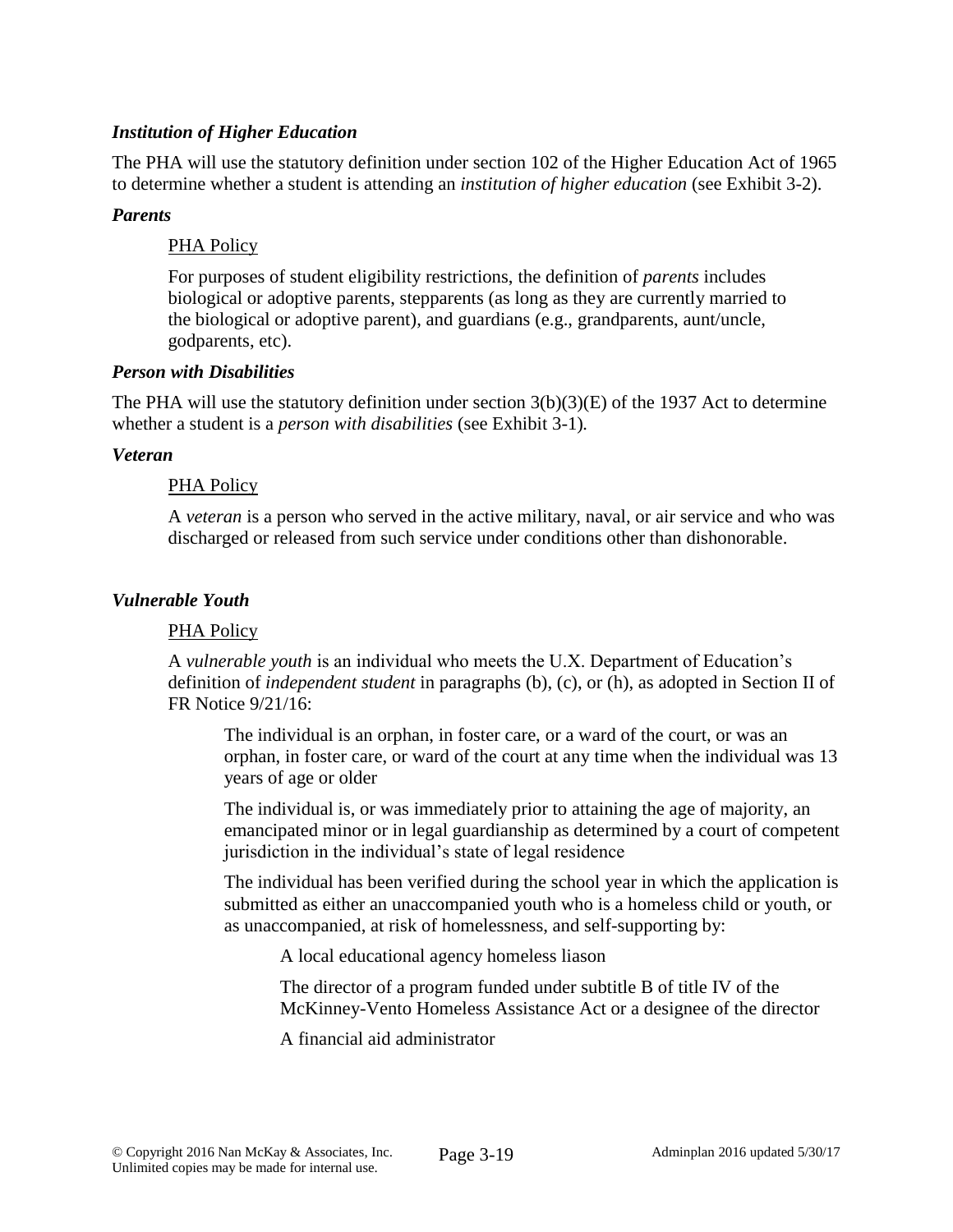### *Institution of Higher Education*

The PHA will use the statutory definition under section 102 of the Higher Education Act of 1965 to determine whether a student is attending an *institution of higher education* (see Exhibit 3-2).

### *Parents*

PHA Policy

For purposes of student eligibility restrictions, the definition of *parents* includes biological or adoptive parents, stepparents (as long as they are currently married to the biological or adoptive parent), and guardians (e.g., grandparents, aunt/uncle, godparents, etc).

### *Person with Disabilities*

The PHA will use the statutory definition under section 3(b)(3)(E) of the 1937 Act to determine whether a student is a *person with disabilities* (see Exhibit 3-1).

### *Veteran*

PHA Policy

A *veteran* is a person who served in the active military, naval, or air service and who was discharged or released from such service under conditions other than dishonorable.

### *Vulnerable Youth*

PHA Policy

A *vulnerable youth* is an individual who meets the U.X. Department of Education's definition of *independent student* in paragraphs (b), (c), or (h), as adopted in Section II of FR Notice 9/21/16:

The individual is an orphan, in foster care, or a ward of the court, or was an orphan, in foster care, or ward of the court at any time when the individual was 13 years of age or older

The individual is, or was immediately prior to attaining the age of majority, an emancipated minor or in legal guardianship as determined by a court of competent jurisdiction in the individual's state of legal residence

The individual has been verified during the school year in which the application is submitted as either an unaccompanied youth who is a homeless child or youth, or as unaccompanied, at risk of homelessness, and self-supporting by:

A local educational agency homeless liason

The director of a program funded under subtitle B of title IV of the McKinney-Vento Homeless Assistance Act or a designee of the director

A financial aid administrator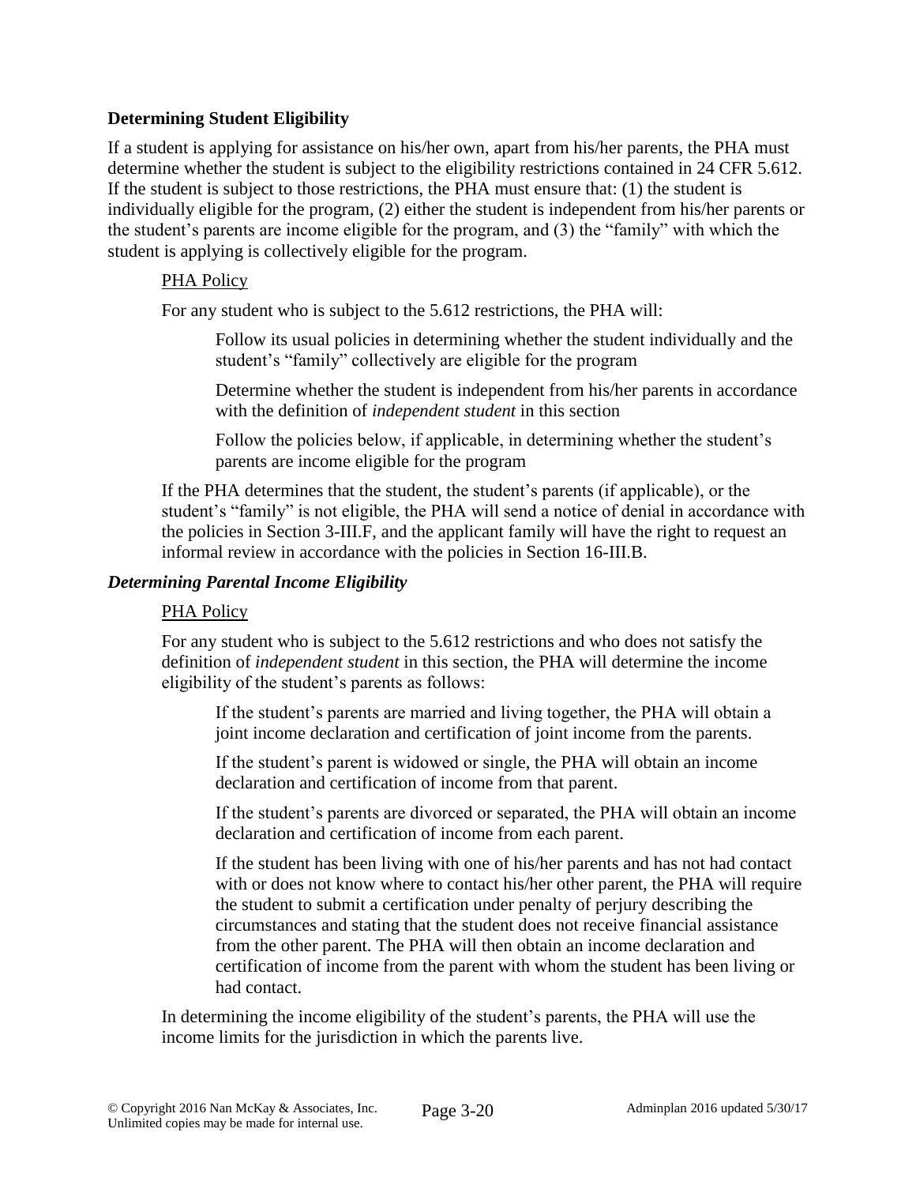**Determining Student Eligibility**

If a student is applying for assistance on his/her own, apart from his/her parents, the PHA must determine whether the student is subject to the eligibility restrictions contained in 24 CFR 5.612. If the student is subject to those restrictions, the PHA must ensure that: (1) the student is individually eligible for the program, (2) either the student is independent from his/her parents or the student's parents are income eligible for the program, and (3) the "family" with which the student is applying is collectively eligible for the program.

PHA Policy

For any student who is subject to the 5.612 restrictions, the PHA will:

Follow its usual policies in determining whether the student individually and the student's "family" collectively are eligible for the program

Determine whether the student is independent from his/her parents in accordance with the definition of *independent student* in this section

Follow the policies below, if applicable, in determining whether the student's parents are income eligible for the program

If the PHA determines that the student, the student's parents (if applicable), or the student's "family" is not eligible, the PHA will send a notice of denial in accordance with the policies in Section 3-III.F, and the applicant family will have the right to request an informal review in accordance with the policies in Section 16-III.B.

***Determining Parental Income Eligibility***

PHA Policy

For any student who is subject to the 5.612 restrictions and who does not satisfy the definition of *independent student* in this section, the PHA will determine the income eligibility of the student's parents as follows:

If the student's parents are married and living together, the PHA will obtain a joint income declaration and certification of joint income from the parents.

If the student's parent is widowed or single, the PHA will obtain an income declaration and certification of income from that parent.

If the student's parents are divorced or separated, the PHA will obtain an income declaration and certification of income from each parent.

If the student has been living with one of his/her parents and has not had contact with or does not know where to contact his/her other parent, the PHA will require the student to submit a certification under penalty of perjury describing the circumstances and stating that the student does not receive financial assistance from the other parent. The PHA will then obtain an income declaration and certification of income from the parent with whom the student has been living or had contact.

In determining the income eligibility of the student's parents, the PHA will use the income limits for the jurisdiction in which the parents live.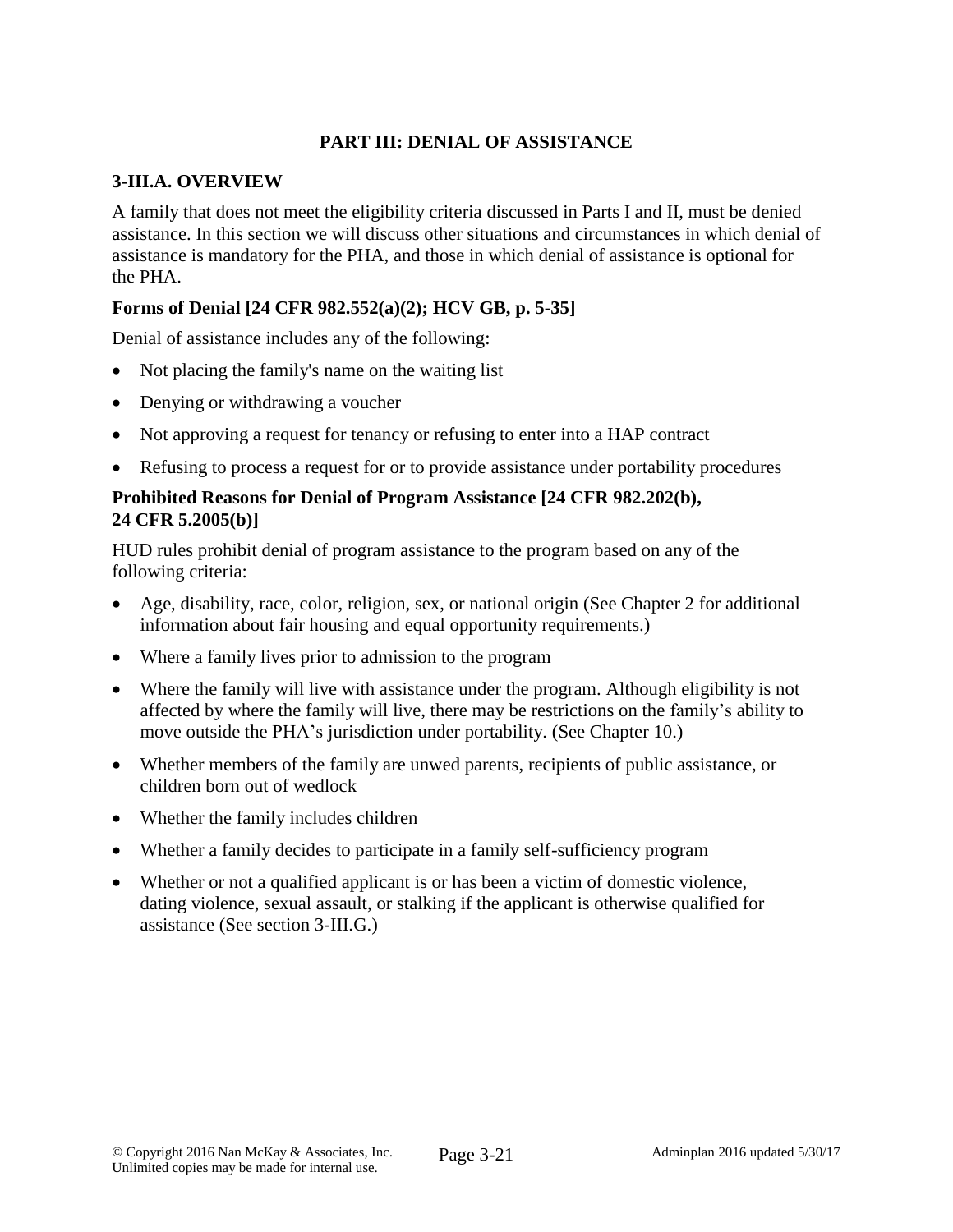## PART III: DENIAL OF ASSISTANCE

### 3-III.A. OVERVIEW

A family that does not meet the eligibility criteria discussed in Parts I and II, must be denied assistance. In this section we will discuss other situations and circumstances in which denial of assistance is mandatory for the PHA, and those in which denial of assistance is optional for the PHA.

#### Forms of Denial [24 CFR 982.552(a)(2); HCV GB, p. 5-35]

Denial of assistance includes any of the following:

- Not placing the family's name on the waiting list
- Denying or withdrawing a voucher
- Not approving a request for tenancy or refusing to enter into a HAP contract
- Refusing to process a request for or to provide assistance under portability procedures

#### Prohibited Reasons for Denial of Program Assistance [24 CFR 982.202(b), 24 CFR 5.2005(b)]

HUD rules prohibit denial of program assistance to the program based on any of the following criteria:

- Age, disability, race, color, religion, sex, or national origin (See Chapter 2 for additional information about fair housing and equal opportunity requirements.)
- Where a family lives prior to admission to the program
- Where the family will live with assistance under the program. Although eligibility is not affected by where the family will live, there may be restrictions on the family's ability to move outside the PHA's jurisdiction under portability. (See Chapter 10.)
- Whether members of the family are unwed parents, recipients of public assistance, or children born out of wedlock
- Whether the family includes children
- Whether a family decides to participate in a family self-sufficiency program
- Whether or not a qualified applicant is or has been a victim of domestic violence, dating violence, sexual assault, or stalking if the applicant is otherwise qualified for assistance (See section 3-III.G.)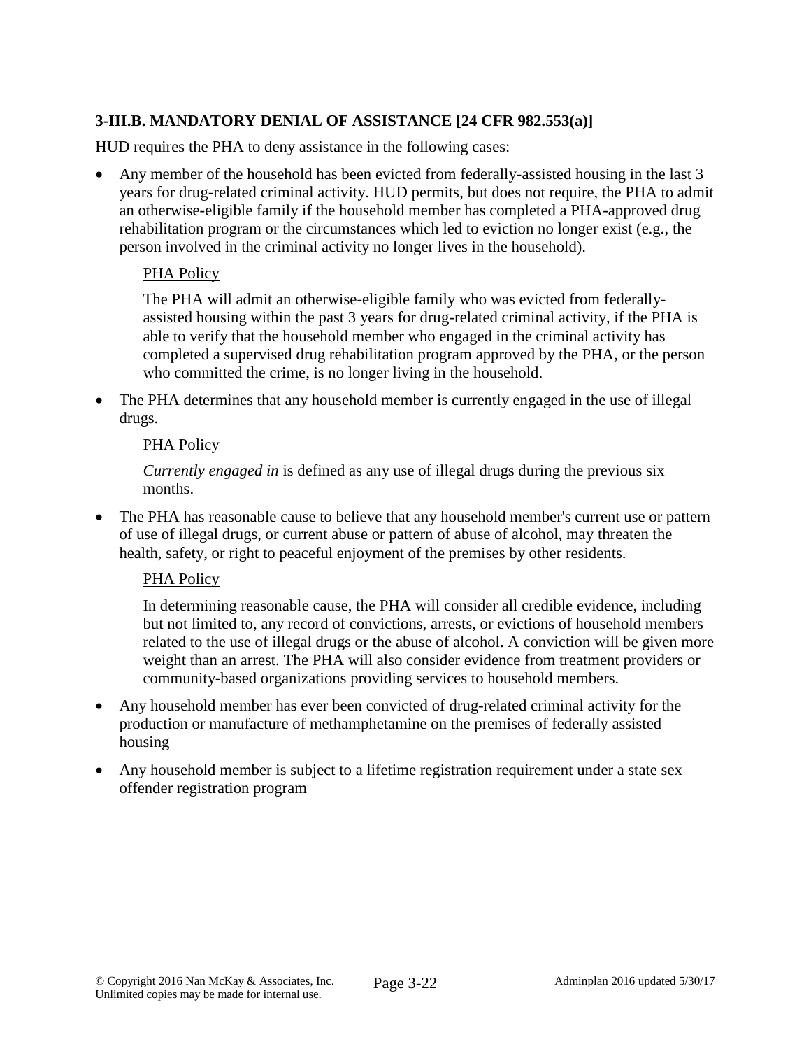### 3-III.B. MANDATORY DENIAL OF ASSISTANCE [24 CFR 982.553(a)]

HUD requires the PHA to deny assistance in the following cases:

- Any member of the household has been evicted from federally-assisted housing in the last 3 years for drug-related criminal activity. HUD permits, but does not require, the PHA to admit an otherwise-eligible family if the household member has completed a PHA-approved drug rehabilitation program or the circumstances which led to eviction no longer exist (e.g., the person involved in the criminal activity no longer lives in the household).

  PHA Policy

  The PHA will admit an otherwise-eligible family who was evicted from federally-assisted housing within the past 3 years for drug-related criminal activity, if the PHA is able to verify that the household member who engaged in the criminal activity has completed a supervised drug rehabilitation program approved by the PHA, or the person who committed the crime, is no longer living in the household.

- The PHA determines that any household member is currently engaged in the use of illegal drugs.

  PHA Policy

  *Currently engaged in* is defined as any use of illegal drugs during the previous six months.

- The PHA has reasonable cause to believe that any household member's current use or pattern of use of illegal drugs, or current abuse or pattern of abuse of alcohol, may threaten the health, safety, or right to peaceful enjoyment of the premises by other residents.

  PHA Policy

  In determining reasonable cause, the PHA will consider all credible evidence, including but not limited to, any record of convictions, arrests, or evictions of household members related to the use of illegal drugs or the abuse of alcohol. A conviction will be given more weight than an arrest. The PHA will also consider evidence from treatment providers or community-based organizations providing services to household members.

- Any household member has ever been convicted of drug-related criminal activity for the production or manufacture of methamphetamine on the premises of federally assisted housing

- Any household member is subject to a lifetime registration requirement under a state sex offender registration program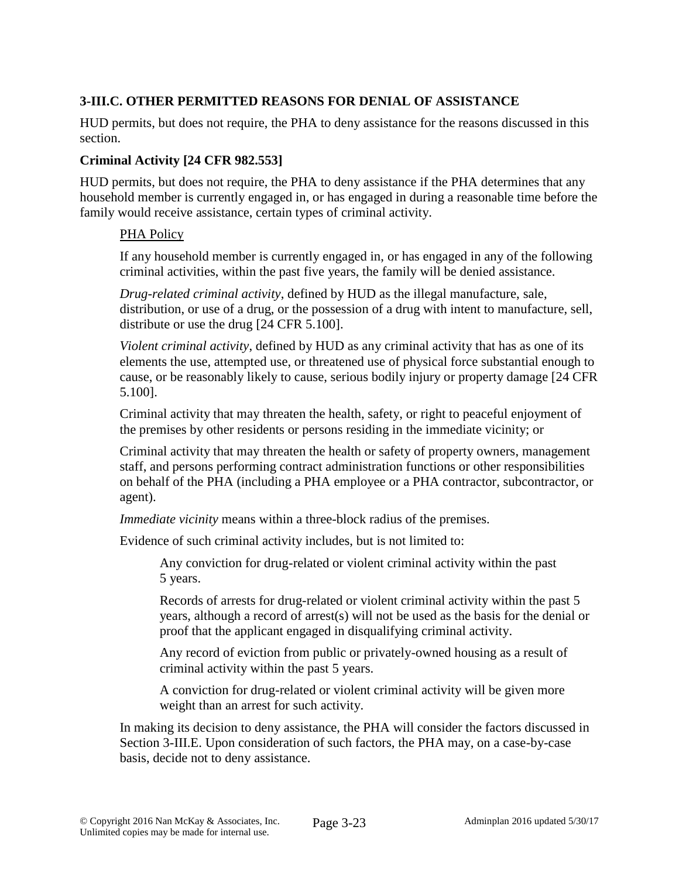## 3-III.C. OTHER PERMITTED REASONS FOR DENIAL OF ASSISTANCE

HUD permits, but does not require, the PHA to deny assistance for the reasons discussed in this section.

### Criminal Activity [24 CFR 982.553]

HUD permits, but does not require, the PHA to deny assistance if the PHA determines that any household member is currently engaged in, or has engaged in during a reasonable time before the family would receive assistance, certain types of criminal activity.

> PHA Policy
>
> If any household member is currently engaged in, or has engaged in any of the following criminal activities, within the past five years, the family will be denied assistance.
>
> *Drug-related criminal activity*, defined by HUD as the illegal manufacture, sale, distribution, or use of a drug, or the possession of a drug with intent to manufacture, sell, distribute or use the drug [24 CFR 5.100].
>
> *Violent criminal activity*, defined by HUD as any criminal activity that has as one of its elements the use, attempted use, or threatened use of physical force substantial enough to cause, or be reasonably likely to cause, serious bodily injury or property damage [24 CFR 5.100].
>
> Criminal activity that may threaten the health, safety, or right to peaceful enjoyment of the premises by other residents or persons residing in the immediate vicinity; or
>
> Criminal activity that may threaten the health or safety of property owners, management staff, and persons performing contract administration functions or other responsibilities on behalf of the PHA (including a PHA employee or a PHA contractor, subcontractor, or agent).
>
> *Immediate vicinity* means within a three-block radius of the premises.
>
> Evidence of such criminal activity includes, but is not limited to:
>
> > Any conviction for drug-related or violent criminal activity within the past 5 years.
> >
> > Records of arrests for drug-related or violent criminal activity within the past 5 years, although a record of arrest(s) will not be used as the basis for the denial or proof that the applicant engaged in disqualifying criminal activity.
> >
> > Any record of eviction from public or privately-owned housing as a result of criminal activity within the past 5 years.
> >
> > A conviction for drug-related or violent criminal activity will be given more weight than an arrest for such activity.
>
> In making its decision to deny assistance, the PHA will consider the factors discussed in Section 3-III.E. Upon consideration of such factors, the PHA may, on a case-by-case basis, decide not to deny assistance.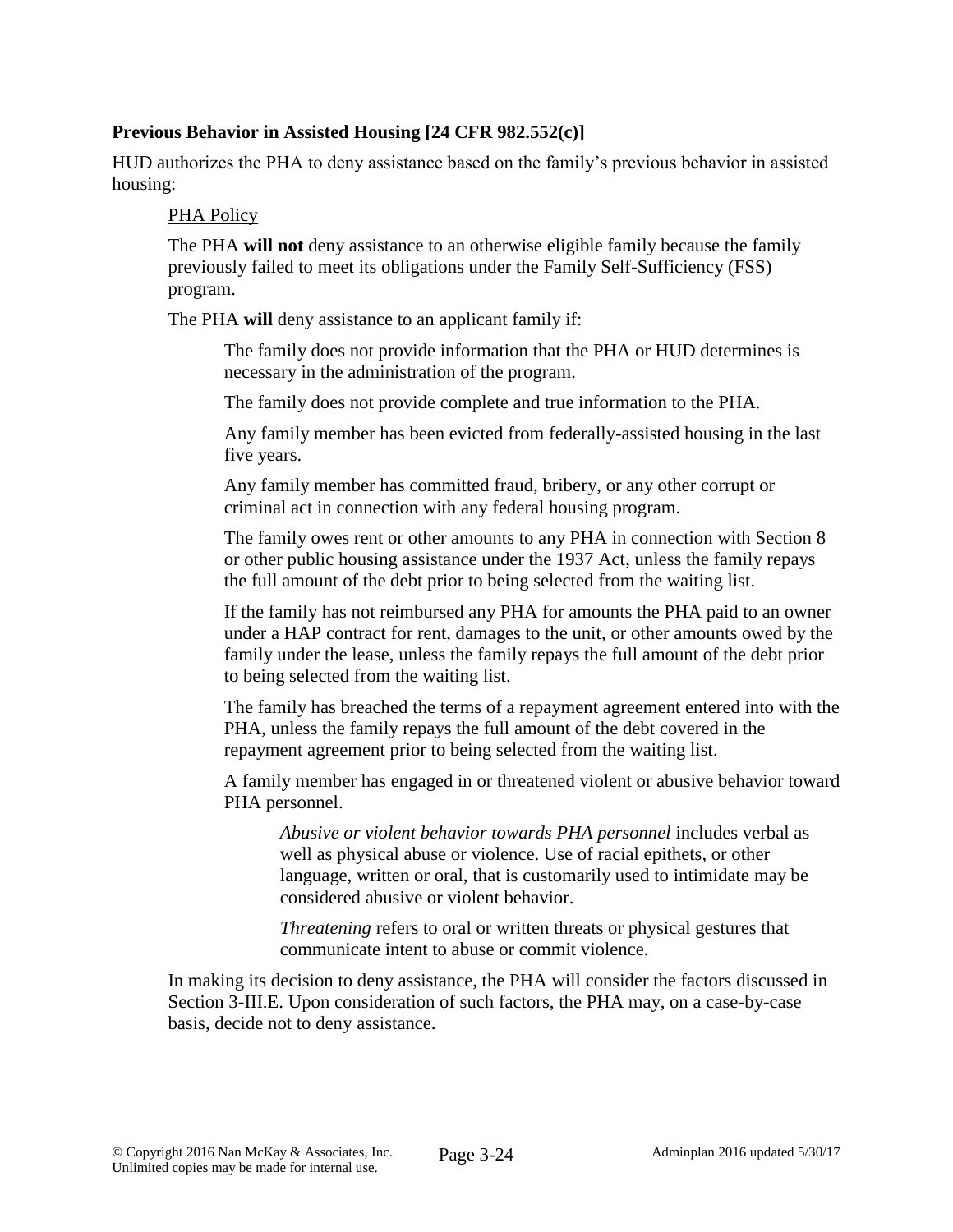**Previous Behavior in Assisted Housing [24 CFR 982.552(c)]**

HUD authorizes the PHA to deny assistance based on the family's previous behavior in assisted housing:

PHA Policy

The PHA **will not** deny assistance to an otherwise eligible family because the family previously failed to meet its obligations under the Family Self-Sufficiency (FSS) program.

The PHA **will** deny assistance to an applicant family if:

The family does not provide information that the PHA or HUD determines is necessary in the administration of the program.

The family does not provide complete and true information to the PHA.

Any family member has been evicted from federally-assisted housing in the last five years.

Any family member has committed fraud, bribery, or any other corrupt or criminal act in connection with any federal housing program.

The family owes rent or other amounts to any PHA in connection with Section 8 or other public housing assistance under the 1937 Act, unless the family repays the full amount of the debt prior to being selected from the waiting list.

If the family has not reimbursed any PHA for amounts the PHA paid to an owner under a HAP contract for rent, damages to the unit, or other amounts owed by the family under the lease, unless the family repays the full amount of the debt prior to being selected from the waiting list.

The family has breached the terms of a repayment agreement entered into with the PHA, unless the family repays the full amount of the debt covered in the repayment agreement prior to being selected from the waiting list.

A family member has engaged in or threatened violent or abusive behavior toward PHA personnel.

*Abusive or violent behavior towards PHA personnel* includes verbal as well as physical abuse or violence. Use of racial epithets, or other language, written or oral, that is customarily used to intimidate may be considered abusive or violent behavior.

*Threatening* refers to oral or written threats or physical gestures that communicate intent to abuse or commit violence.

In making its decision to deny assistance, the PHA will consider the factors discussed in Section 3-III.E. Upon consideration of such factors, the PHA may, on a case-by-case basis, decide not to deny assistance.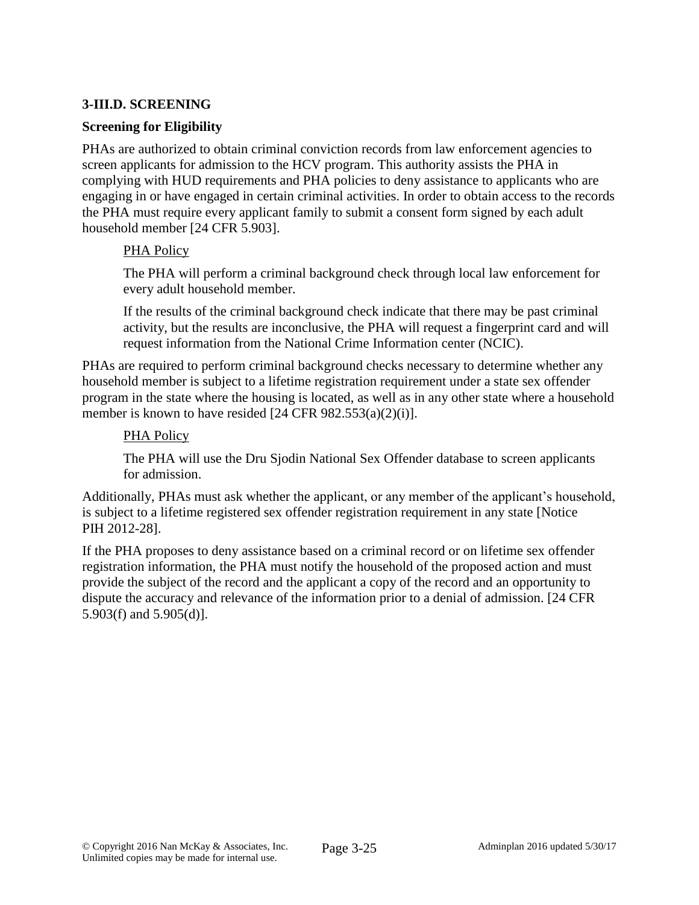### 3-III.D. SCREENING

#### Screening for Eligibility

PHAs are authorized to obtain criminal conviction records from law enforcement agencies to screen applicants for admission to the HCV program. This authority assists the PHA in complying with HUD requirements and PHA policies to deny assistance to applicants who are engaging in or have engaged in certain criminal activities. In order to obtain access to the records the PHA must require every applicant family to submit a consent form signed by each adult household member [24 CFR 5.903].

> PHA Policy
>
> The PHA will perform a criminal background check through local law enforcement for every adult household member.
>
> If the results of the criminal background check indicate that there may be past criminal activity, but the results are inconclusive, the PHA will request a fingerprint card and will request information from the National Crime Information center (NCIC).

PHAs are required to perform criminal background checks necessary to determine whether any household member is subject to a lifetime registration requirement under a state sex offender program in the state where the housing is located, as well as in any other state where a household member is known to have resided [24 CFR 982.553(a)(2)(i)].

> PHA Policy
>
> The PHA will use the Dru Sjodin National Sex Offender database to screen applicants for admission.

Additionally, PHAs must ask whether the applicant, or any member of the applicant's household, is subject to a lifetime registered sex offender registration requirement in any state [Notice PIH 2012-28].

If the PHA proposes to deny assistance based on a criminal record or on lifetime sex offender registration information, the PHA must notify the household of the proposed action and must provide the subject of the record and the applicant a copy of the record and an opportunity to dispute the accuracy and relevance of the information prior to a denial of admission. [24 CFR 5.903(f) and 5.905(d)].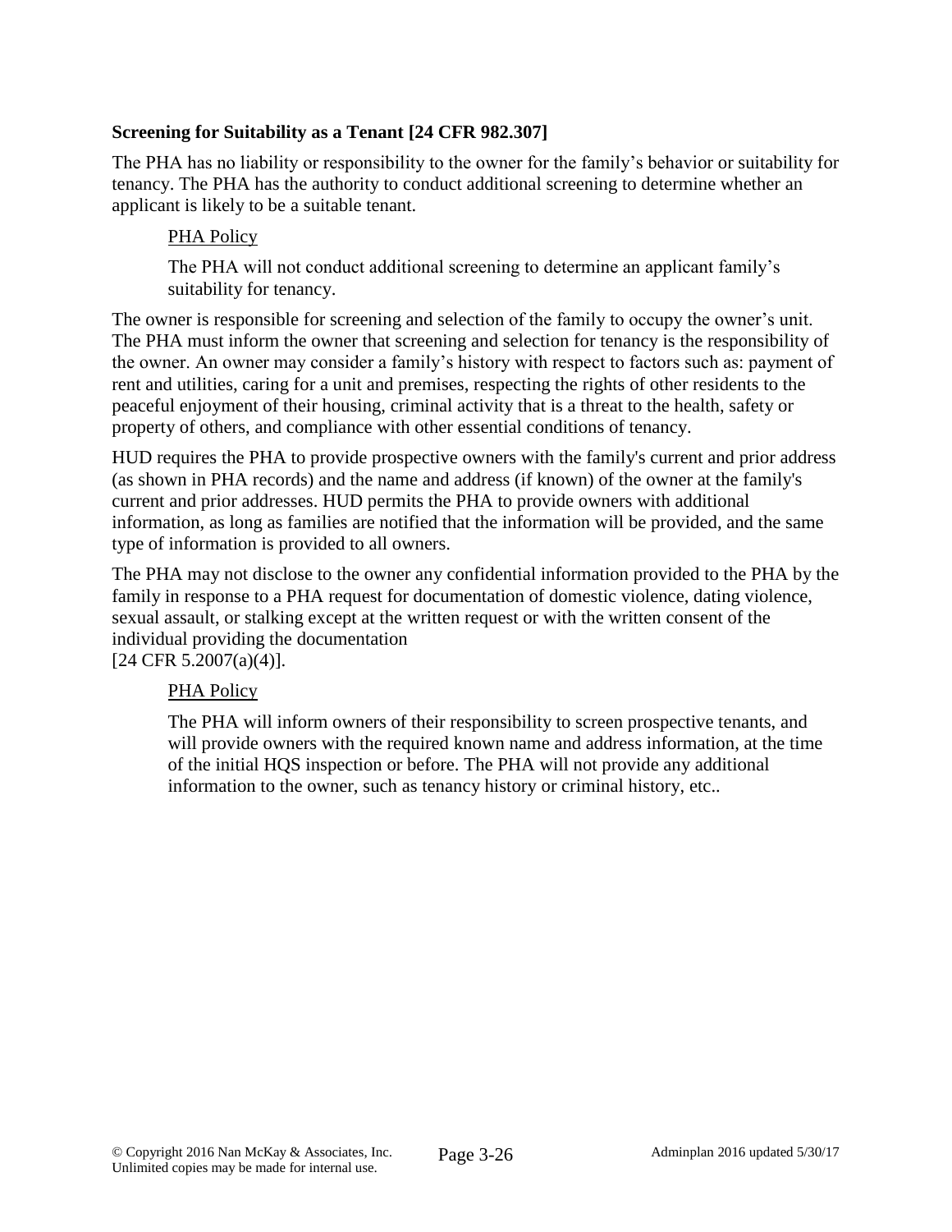**Screening for Suitability as a Tenant [24 CFR 982.307]**

The PHA has no liability or responsibility to the owner for the family's behavior or suitability for tenancy. The PHA has the authority to conduct additional screening to determine whether an applicant is likely to be a suitable tenant.

> PHA Policy
>
> The PHA will not conduct additional screening to determine an applicant family's suitability for tenancy.

The owner is responsible for screening and selection of the family to occupy the owner's unit. The PHA must inform the owner that screening and selection for tenancy is the responsibility of the owner. An owner may consider a family's history with respect to factors such as: payment of rent and utilities, caring for a unit and premises, respecting the rights of other residents to the peaceful enjoyment of their housing, criminal activity that is a threat to the health, safety or property of others, and compliance with other essential conditions of tenancy.

HUD requires the PHA to provide prospective owners with the family's current and prior address (as shown in PHA records) and the name and address (if known) of the owner at the family's current and prior addresses. HUD permits the PHA to provide owners with additional information, as long as families are notified that the information will be provided, and the same type of information is provided to all owners.

The PHA may not disclose to the owner any confidential information provided to the PHA by the family in response to a PHA request for documentation of domestic violence, dating violence, sexual assault, or stalking except at the written request or with the written consent of the individual providing the documentation
[24 CFR 5.2007(a)(4)].

> PHA Policy
>
> The PHA will inform owners of their responsibility to screen prospective tenants, and will provide owners with the required known name and address information, at the time of the initial HQS inspection or before. The PHA will not provide any additional information to the owner, such as tenancy history or criminal history, etc..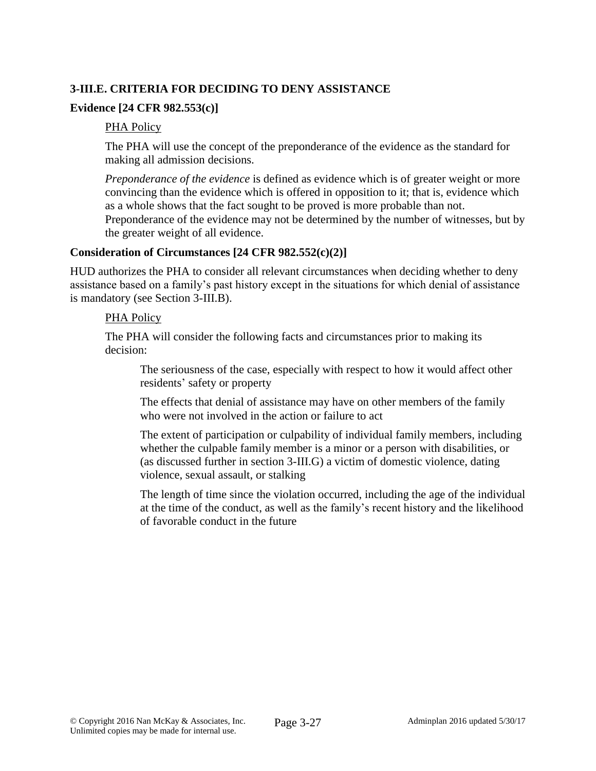## 3-III.E. CRITERIA FOR DECIDING TO DENY ASSISTANCE

### Evidence [24 CFR 982.553(c)]

PHA Policy

The PHA will use the concept of the preponderance of the evidence as the standard for making all admission decisions.

*Preponderance of the evidence* is defined as evidence which is of greater weight or more convincing than the evidence which is offered in opposition to it; that is, evidence which as a whole shows that the fact sought to be proved is more probable than not. Preponderance of the evidence may not be determined by the number of witnesses, but by the greater weight of all evidence.

### Consideration of Circumstances [24 CFR 982.552(c)(2)]

HUD authorizes the PHA to consider all relevant circumstances when deciding whether to deny assistance based on a family's past history except in the situations for which denial of assistance is mandatory (see Section 3-III.B).

PHA Policy

The PHA will consider the following facts and circumstances prior to making its decision:

The seriousness of the case, especially with respect to how it would affect other residents' safety or property

The effects that denial of assistance may have on other members of the family who were not involved in the action or failure to act

The extent of participation or culpability of individual family members, including whether the culpable family member is a minor or a person with disabilities, or (as discussed further in section 3-III.G) a victim of domestic violence, dating violence, sexual assault, or stalking

The length of time since the violation occurred, including the age of the individual at the time of the conduct, as well as the family's recent history and the likelihood of favorable conduct in the future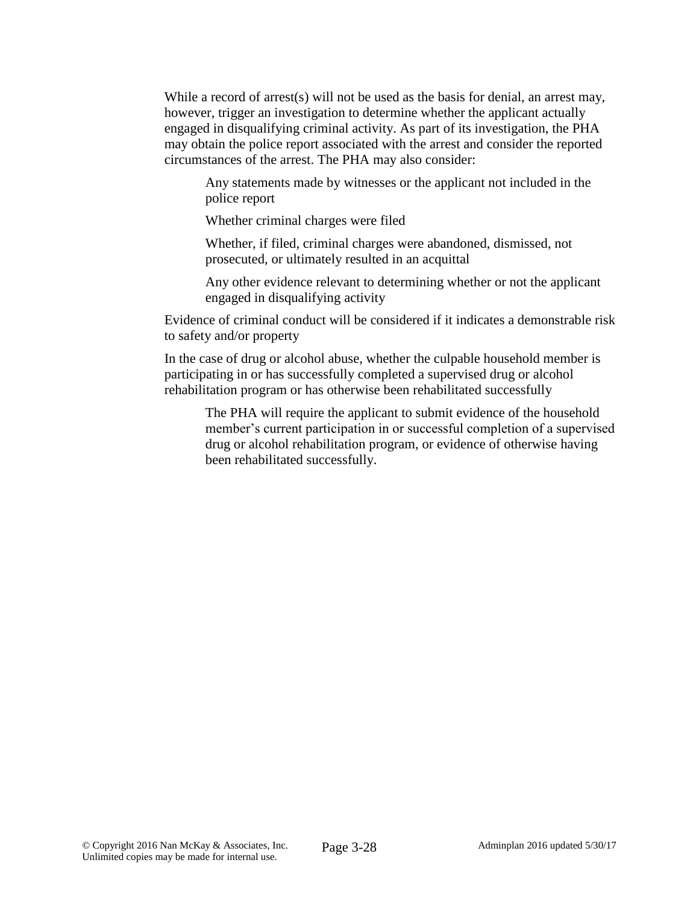While a record of arrest(s) will not be used as the basis for denial, an arrest may, however, trigger an investigation to determine whether the applicant actually engaged in disqualifying criminal activity. As part of its investigation, the PHA may obtain the police report associated with the arrest and consider the reported circumstances of the arrest. The PHA may also consider:

> Any statements made by witnesses or the applicant not included in the police report
>
> Whether criminal charges were filed
>
> Whether, if filed, criminal charges were abandoned, dismissed, not prosecuted, or ultimately resulted in an acquittal
>
> Any other evidence relevant to determining whether or not the applicant engaged in disqualifying activity

Evidence of criminal conduct will be considered if it indicates a demonstrable risk to safety and/or property

In the case of drug or alcohol abuse, whether the culpable household member is participating in or has successfully completed a supervised drug or alcohol rehabilitation program or has otherwise been rehabilitated successfully

> The PHA will require the applicant to submit evidence of the household member's current participation in or successful completion of a supervised drug or alcohol rehabilitation program, or evidence of otherwise having been rehabilitated successfully.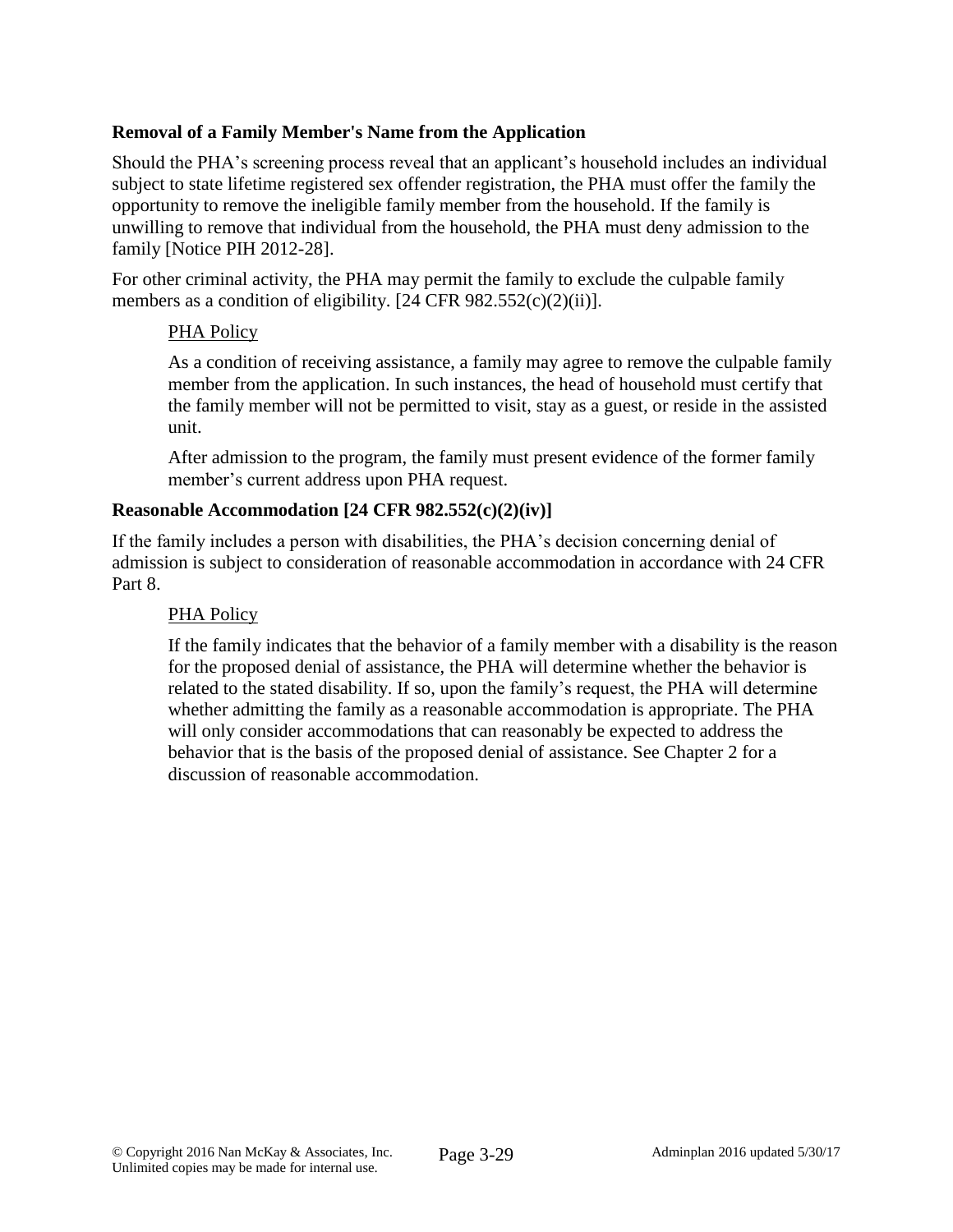**Removal of a Family Member's Name from the Application**

Should the PHA's screening process reveal that an applicant's household includes an individual subject to state lifetime registered sex offender registration, the PHA must offer the family the opportunity to remove the ineligible family member from the household. If the family is unwilling to remove that individual from the household, the PHA must deny admission to the family [Notice PIH 2012-28].

For other criminal activity, the PHA may permit the family to exclude the culpable family members as a condition of eligibility. [24 CFR 982.552(c)(2)(ii)].

<u>PHA Policy</u>

As a condition of receiving assistance, a family may agree to remove the culpable family member from the application. In such instances, the head of household must certify that the family member will not be permitted to visit, stay as a guest, or reside in the assisted unit.

After admission to the program, the family must present evidence of the former family member's current address upon PHA request.

**Reasonable Accommodation [24 CFR 982.552(c)(2)(iv)]**

If the family includes a person with disabilities, the PHA's decision concerning denial of admission is subject to consideration of reasonable accommodation in accordance with 24 CFR Part 8.

<u>PHA Policy</u>

If the family indicates that the behavior of a family member with a disability is the reason for the proposed denial of assistance, the PHA will determine whether the behavior is related to the stated disability. If so, upon the family's request, the PHA will determine whether admitting the family as a reasonable accommodation is appropriate. The PHA will only consider accommodations that can reasonably be expected to address the behavior that is the basis of the proposed denial of assistance. See Chapter 2 for a discussion of reasonable accommodation.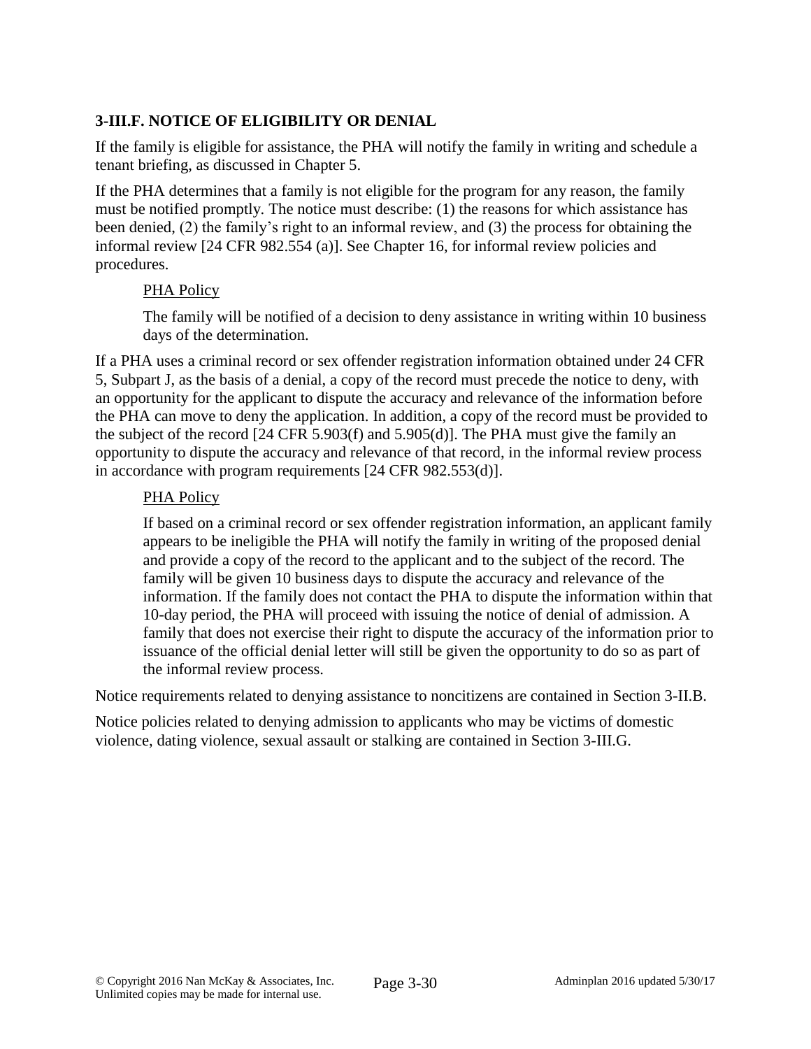### 3-III.F. NOTICE OF ELIGIBILITY OR DENIAL

If the family is eligible for assistance, the PHA will notify the family in writing and schedule a tenant briefing, as discussed in Chapter 5.

If the PHA determines that a family is not eligible for the program for any reason, the family must be notified promptly. The notice must describe: (1) the reasons for which assistance has been denied, (2) the family's right to an informal review, and (3) the process for obtaining the informal review [24 CFR 982.554 (a)]. See Chapter 16, for informal review policies and procedures.

> <u>PHA Policy</u>
>
> The family will be notified of a decision to deny assistance in writing within 10 business days of the determination.

If a PHA uses a criminal record or sex offender registration information obtained under 24 CFR 5, Subpart J, as the basis of a denial, a copy of the record must precede the notice to deny, with an opportunity for the applicant to dispute the accuracy and relevance of the information before the PHA can move to deny the application. In addition, a copy of the record must be provided to the subject of the record [24 CFR 5.903(f) and 5.905(d)]. The PHA must give the family an opportunity to dispute the accuracy and relevance of that record, in the informal review process in accordance with program requirements [24 CFR 982.553(d)].

> <u>PHA Policy</u>
>
> If based on a criminal record or sex offender registration information, an applicant family appears to be ineligible the PHA will notify the family in writing of the proposed denial and provide a copy of the record to the applicant and to the subject of the record. The family will be given 10 business days to dispute the accuracy and relevance of the information. If the family does not contact the PHA to dispute the information within that 10-day period, the PHA will proceed with issuing the notice of denial of admission. A family that does not exercise their right to dispute the accuracy of the information prior to issuance of the official denial letter will still be given the opportunity to do so as part of the informal review process.

Notice requirements related to denying assistance to noncitizens are contained in Section 3-II.B.

Notice policies related to denying admission to applicants who may be victims of domestic violence, dating violence, sexual assault or stalking are contained in Section 3-III.G.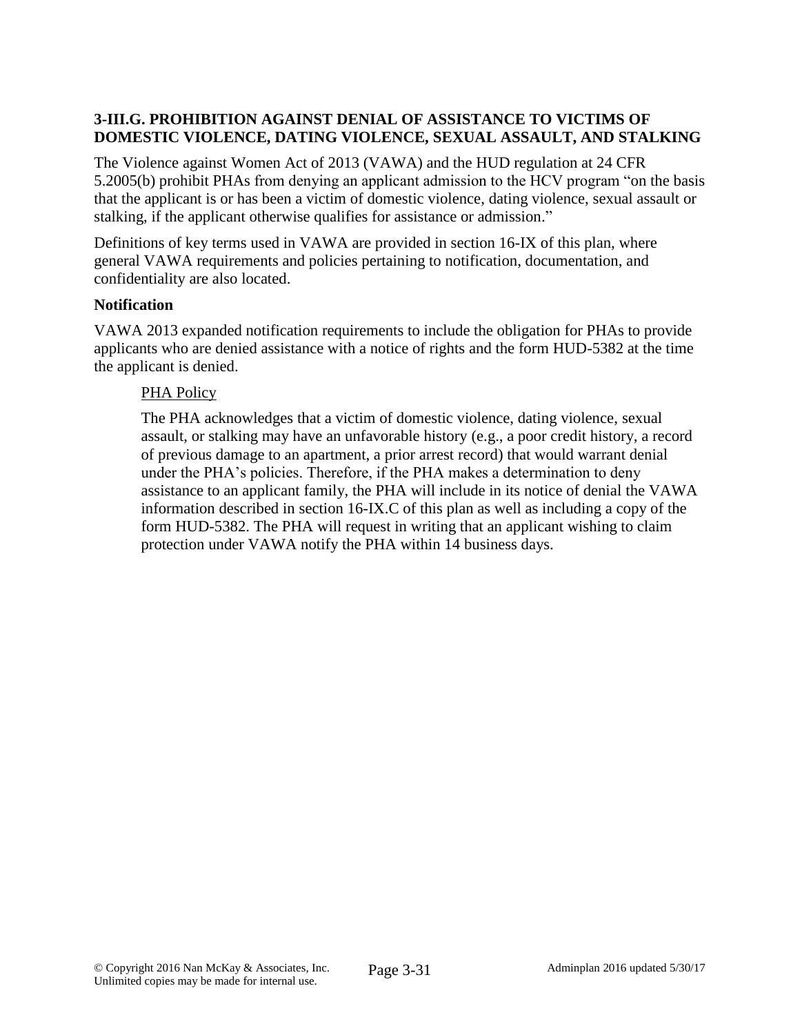### 3-III.G. PROHIBITION AGAINST DENIAL OF ASSISTANCE TO VICTIMS OF DOMESTIC VIOLENCE, DATING VIOLENCE, SEXUAL ASSAULT, AND STALKING

The Violence against Women Act of 2013 (VAWA) and the HUD regulation at 24 CFR 5.2005(b) prohibit PHAs from denying an applicant admission to the HCV program "on the basis that the applicant is or has been a victim of domestic violence, dating violence, sexual assault or stalking, if the applicant otherwise qualifies for assistance or admission."

Definitions of key terms used in VAWA are provided in section 16-IX of this plan, where general VAWA requirements and policies pertaining to notification, documentation, and confidentiality are also located.

#### Notification

VAWA 2013 expanded notification requirements to include the obligation for PHAs to provide applicants who are denied assistance with a notice of rights and the form HUD-5382 at the time the applicant is denied.

> PHA Policy
>
> The PHA acknowledges that a victim of domestic violence, dating violence, sexual assault, or stalking may have an unfavorable history (e.g., a poor credit history, a record of previous damage to an apartment, a prior arrest record) that would warrant denial under the PHA's policies. Therefore, if the PHA makes a determination to deny assistance to an applicant family, the PHA will include in its notice of denial the VAWA information described in section 16-IX.C of this plan as well as including a copy of the form HUD-5382. The PHA will request in writing that an applicant wishing to claim protection under VAWA notify the PHA within 14 business days.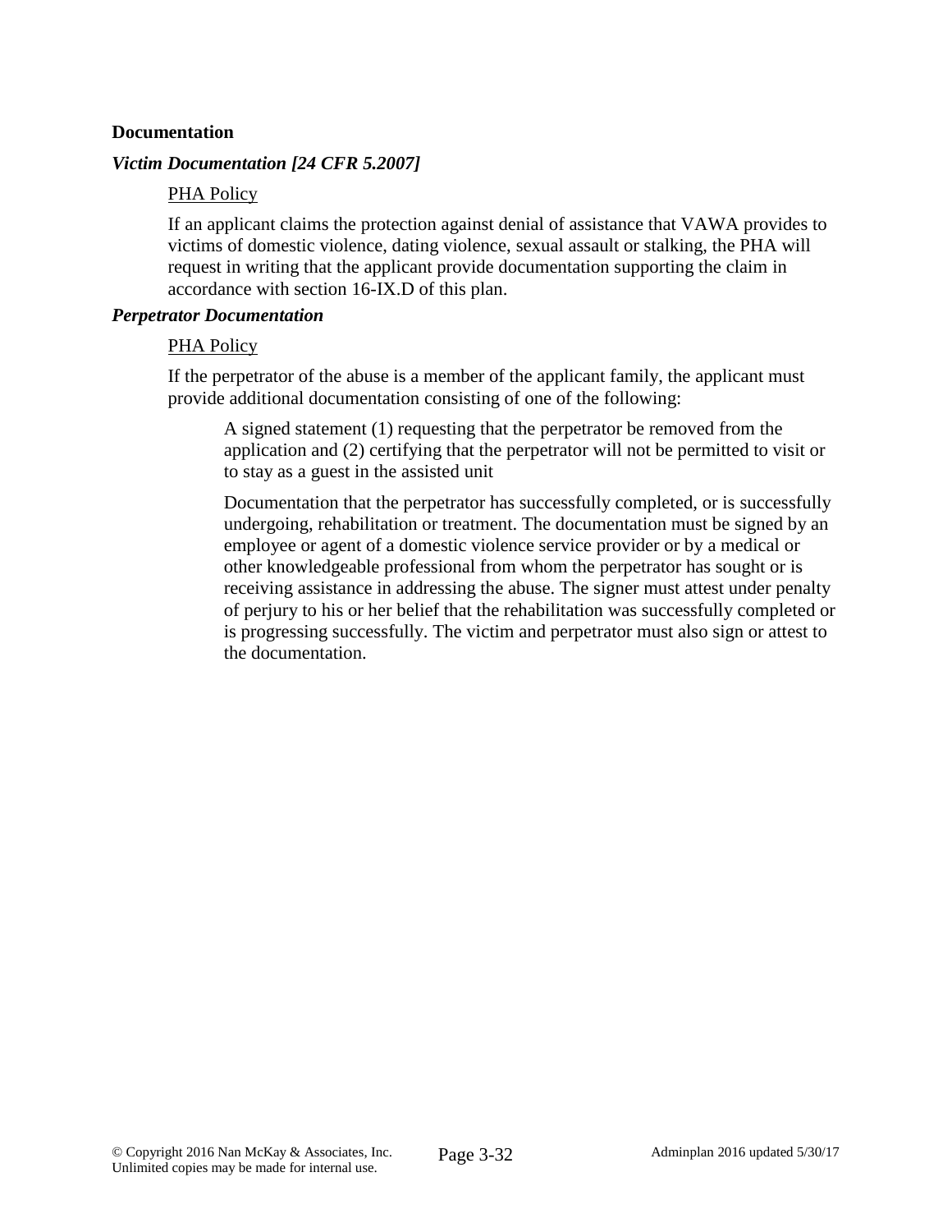**Documentation**

***Victim Documentation [24 CFR 5.2007]***

PHA Policy

If an applicant claims the protection against denial of assistance that VAWA provides to victims of domestic violence, dating violence, sexual assault or stalking, the PHA will request in writing that the applicant provide documentation supporting the claim in accordance with section 16-IX.D of this plan.

***Perpetrator Documentation***

PHA Policy

If the perpetrator of the abuse is a member of the applicant family, the applicant must provide additional documentation consisting of one of the following:

A signed statement (1) requesting that the perpetrator be removed from the application and (2) certifying that the perpetrator will not be permitted to visit or to stay as a guest in the assisted unit

Documentation that the perpetrator has successfully completed, or is successfully undergoing, rehabilitation or treatment. The documentation must be signed by an employee or agent of a domestic violence service provider or by a medical or other knowledgeable professional from whom the perpetrator has sought or is receiving assistance in addressing the abuse. The signer must attest under penalty of perjury to his or her belief that the rehabilitation was successfully completed or is progressing successfully. The victim and perpetrator must also sign or attest to the documentation.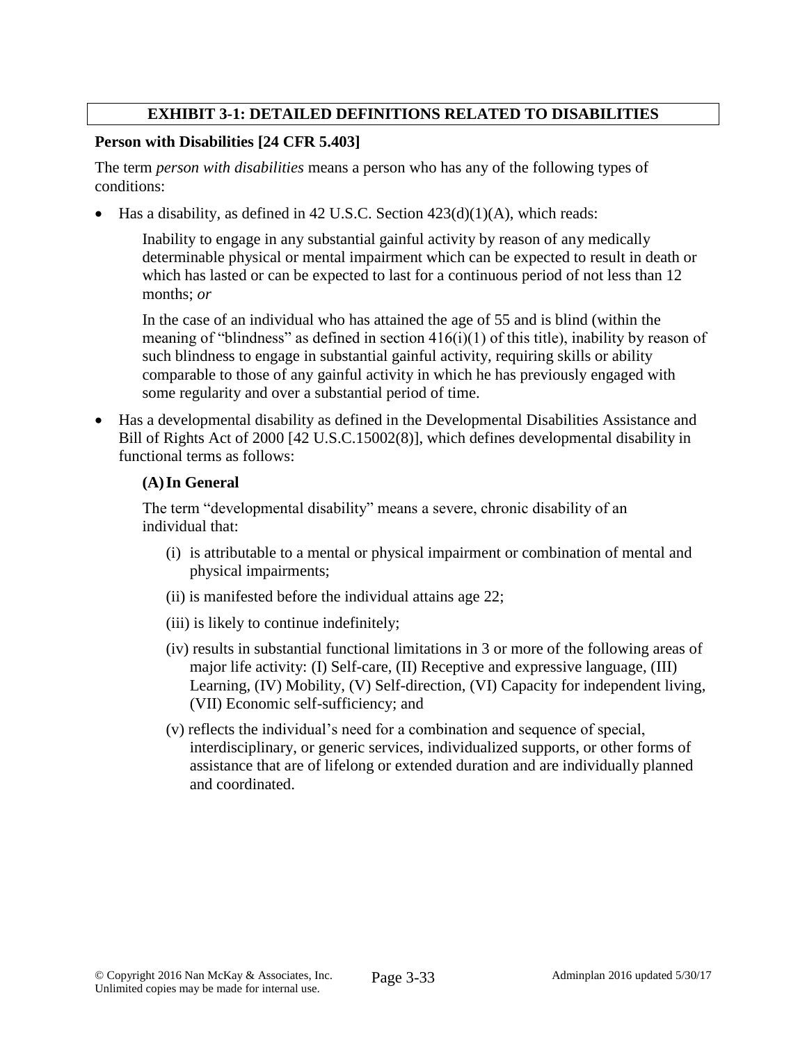## EXHIBIT 3-1: DETAILED DEFINITIONS RELATED TO DISABILITIES

### Person with Disabilities [24 CFR 5.403]

The term *person with disabilities* means a person who has any of the following types of conditions:

- Has a disability, as defined in 42 U.S.C. Section 423(d)(1)(A), which reads:

  Inability to engage in any substantial gainful activity by reason of any medically determinable physical or mental impairment which can be expected to result in death or which has lasted or can be expected to last for a continuous period of not less than 12 months; *or*

  In the case of an individual who has attained the age of 55 and is blind (within the meaning of "blindness" as defined in section 416(i)(1) of this title), inability by reason of such blindness to engage in substantial gainful activity, requiring skills or ability comparable to those of any gainful activity in which he has previously engaged with some regularity and over a substantial period of time.

- Has a developmental disability as defined in the Developmental Disabilities Assistance and Bill of Rights Act of 2000 [42 U.S.C.15002(8)], which defines developmental disability in functional terms as follows:

  **(A) In General**

  The term "developmental disability" means a severe, chronic disability of an individual that:

  (i) is attributable to a mental or physical impairment or combination of mental and physical impairments;

  (ii) is manifested before the individual attains age 22;

  (iii) is likely to continue indefinitely;

  (iv) results in substantial functional limitations in 3 or more of the following areas of major life activity: (I) Self-care, (II) Receptive and expressive language, (III) Learning, (IV) Mobility, (V) Self-direction, (VI) Capacity for independent living, (VII) Economic self-sufficiency; and

  (v) reflects the individual's need for a combination and sequence of special, interdisciplinary, or generic services, individualized supports, or other forms of assistance that are of lifelong or extended duration and are individually planned and coordinated.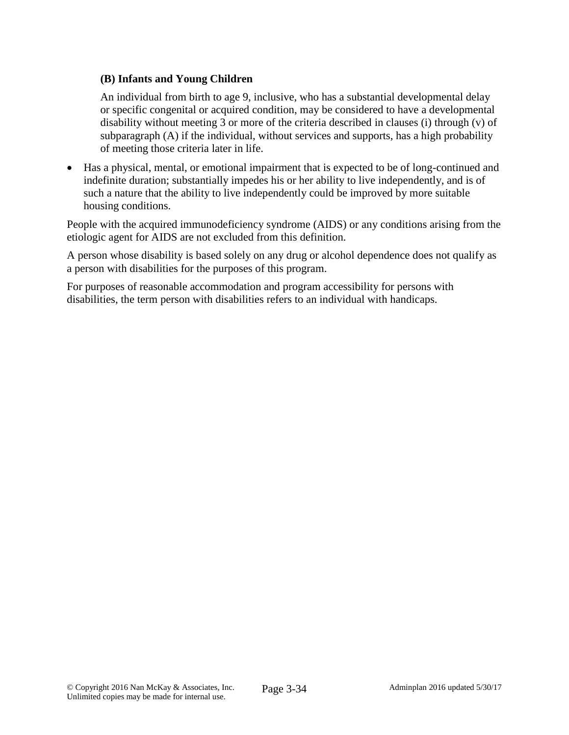**(B) Infants and Young Children**

An individual from birth to age 9, inclusive, who has a substantial developmental delay or specific congenital or acquired condition, may be considered to have a developmental disability without meeting 3 or more of the criteria described in clauses (i) through (v) of subparagraph (A) if the individual, without services and supports, has a high probability of meeting those criteria later in life.

- Has a physical, mental, or emotional impairment that is expected to be of long-continued and indefinite duration; substantially impedes his or her ability to live independently, and is of such a nature that the ability to live independently could be improved by more suitable housing conditions.

People with the acquired immunodeficiency syndrome (AIDS) or any conditions arising from the etiologic agent for AIDS are not excluded from this definition.

A person whose disability is based solely on any drug or alcohol dependence does not qualify as a person with disabilities for the purposes of this program.

For purposes of reasonable accommodation and program accessibility for persons with disabilities, the term person with disabilities refers to an individual with handicaps.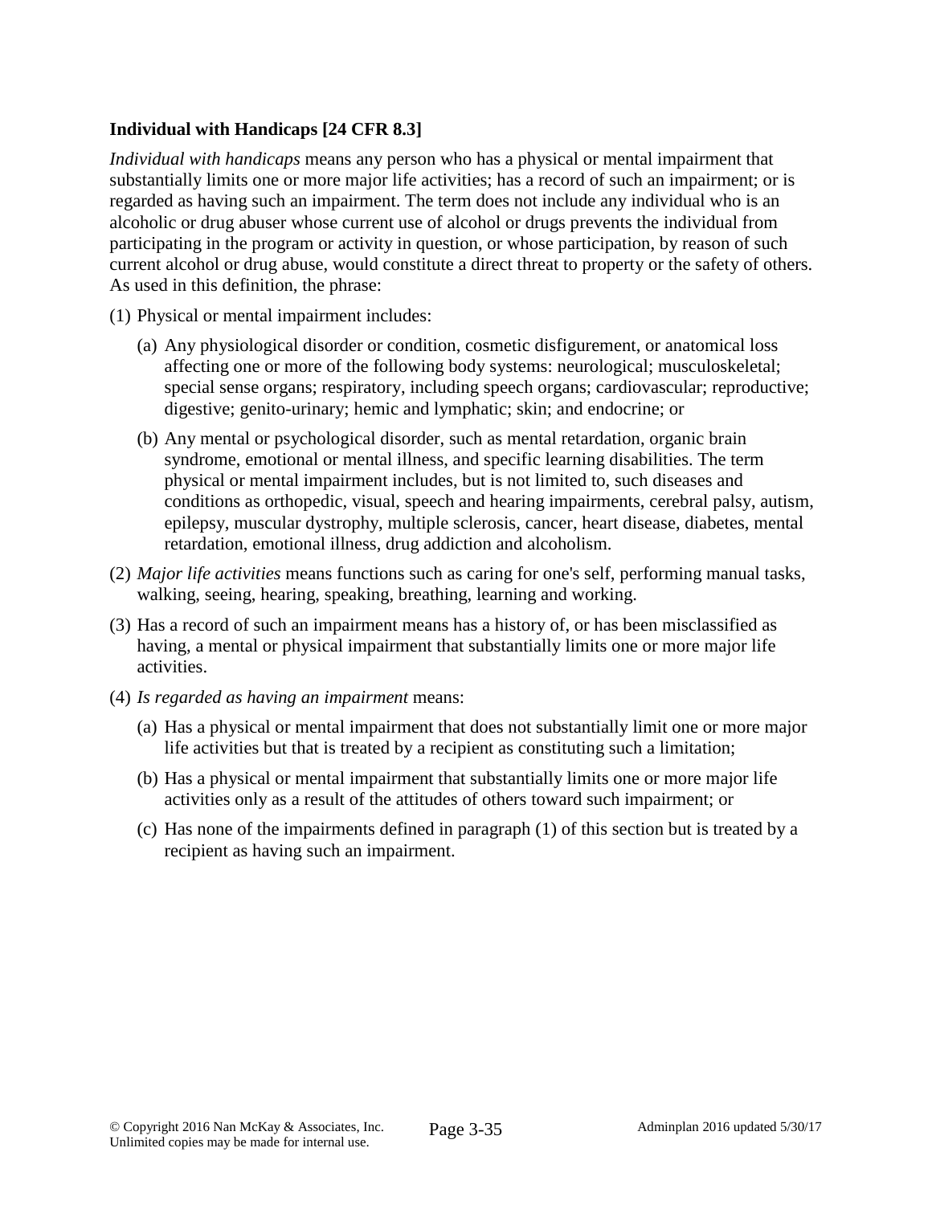**Individual with Handicaps [24 CFR 8.3]**

*Individual with handicaps* means any person who has a physical or mental impairment that substantially limits one or more major life activities; has a record of such an impairment; or is regarded as having such an impairment. The term does not include any individual who is an alcoholic or drug abuser whose current use of alcohol or drugs prevents the individual from participating in the program or activity in question, or whose participation, by reason of such current alcohol or drug abuse, would constitute a direct threat to property or the safety of others. As used in this definition, the phrase:

(1) Physical or mental impairment includes:

   (a) Any physiological disorder or condition, cosmetic disfigurement, or anatomical loss affecting one or more of the following body systems: neurological; musculoskeletal; special sense organs; respiratory, including speech organs; cardiovascular; reproductive; digestive; genito-urinary; hemic and lymphatic; skin; and endocrine; or

   (b) Any mental or psychological disorder, such as mental retardation, organic brain syndrome, emotional or mental illness, and specific learning disabilities. The term physical or mental impairment includes, but is not limited to, such diseases and conditions as orthopedic, visual, speech and hearing impairments, cerebral palsy, autism, epilepsy, muscular dystrophy, multiple sclerosis, cancer, heart disease, diabetes, mental retardation, emotional illness, drug addiction and alcoholism.

(2) *Major life activities* means functions such as caring for one's self, performing manual tasks, walking, seeing, hearing, speaking, breathing, learning and working.

(3) Has a record of such an impairment means has a history of, or has been misclassified as having, a mental or physical impairment that substantially limits one or more major life activities.

(4) *Is regarded as having an impairment* means:

   (a) Has a physical or mental impairment that does not substantially limit one or more major life activities but that is treated by a recipient as constituting such a limitation;

   (b) Has a physical or mental impairment that substantially limits one or more major life activities only as a result of the attitudes of others toward such impairment; or

   (c) Has none of the impairments defined in paragraph (1) of this section but is treated by a recipient as having such an impairment.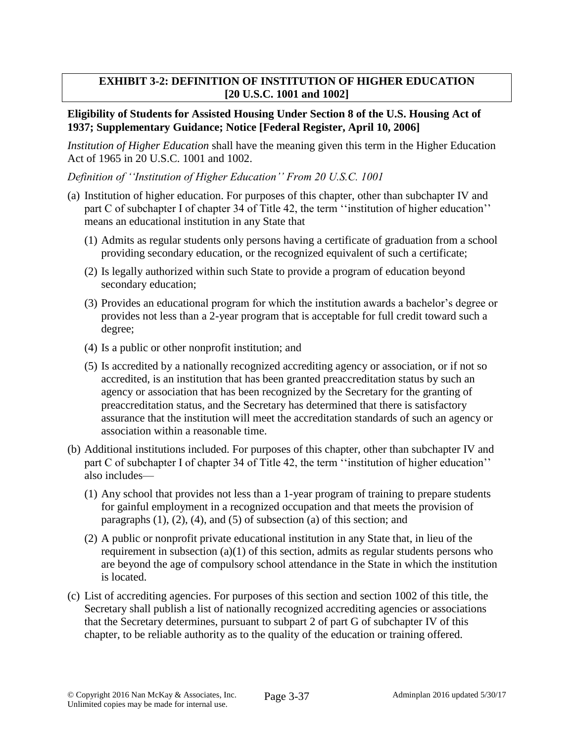## EXHIBIT 3-2: DEFINITION OF INSTITUTION OF HIGHER EDUCATION [20 U.S.C. 1001 and 1002]

**Eligibility of Students for Assisted Housing Under Section 8 of the U.S. Housing Act of 1937; Supplementary Guidance; Notice [Federal Register, April 10, 2006]**

*Institution of Higher Education* shall have the meaning given this term in the Higher Education Act of 1965 in 20 U.S.C. 1001 and 1002.

*Definition of ''Institution of Higher Education'' From 20 U.S.C. 1001*

(a) Institution of higher education. For purposes of this chapter, other than subchapter IV and part C of subchapter I of chapter 34 of Title 42, the term ''institution of higher education'' means an educational institution in any State that

   (1) Admits as regular students only persons having a certificate of graduation from a school providing secondary education, or the recognized equivalent of such a certificate;

   (2) Is legally authorized within such State to provide a program of education beyond secondary education;

   (3) Provides an educational program for which the institution awards a bachelor's degree or provides not less than a 2-year program that is acceptable for full credit toward such a degree;

   (4) Is a public or other nonprofit institution; and

   (5) Is accredited by a nationally recognized accrediting agency or association, or if not so accredited, is an institution that has been granted preaccreditation status by such an agency or association that has been recognized by the Secretary for the granting of preaccreditation status, and the Secretary has determined that there is satisfactory assurance that the institution will meet the accreditation standards of such an agency or association within a reasonable time.

(b) Additional institutions included. For purposes of this chapter, other than subchapter IV and part C of subchapter I of chapter 34 of Title 42, the term ''institution of higher education'' also includes—

   (1) Any school that provides not less than a 1-year program of training to prepare students for gainful employment in a recognized occupation and that meets the provision of paragraphs (1), (2), (4), and (5) of subsection (a) of this section; and

   (2) A public or nonprofit private educational institution in any State that, in lieu of the requirement in subsection (a)(1) of this section, admits as regular students persons who are beyond the age of compulsory school attendance in the State in which the institution is located.

(c) List of accrediting agencies. For purposes of this section and section 1002 of this title, the Secretary shall publish a list of nationally recognized accrediting agencies or associations that the Secretary determines, pursuant to subpart 2 of part G of subchapter IV of this chapter, to be reliable authority as to the quality of the education or training offered.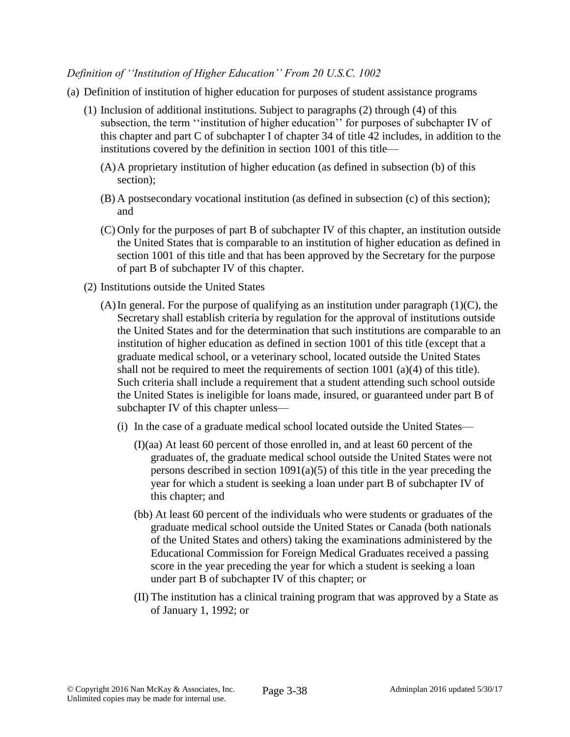*Definition of ''Institution of Higher Education'' From 20 U.S.C. 1002*

(a) Definition of institution of higher education for purposes of student assistance programs

(1) Inclusion of additional institutions. Subject to paragraphs (2) through (4) of this subsection, the term ''institution of higher education'' for purposes of subchapter IV of this chapter and part C of subchapter I of chapter 34 of title 42 includes, in addition to the institutions covered by the definition in section 1001 of this title—

(A) A proprietary institution of higher education (as defined in subsection (b) of this section);

(B) A postsecondary vocational institution (as defined in subsection (c) of this section); and

(C) Only for the purposes of part B of subchapter IV of this chapter, an institution outside the United States that is comparable to an institution of higher education as defined in section 1001 of this title and that has been approved by the Secretary for the purpose of part B of subchapter IV of this chapter.

(2) Institutions outside the United States

(A) In general. For the purpose of qualifying as an institution under paragraph (1)(C), the Secretary shall establish criteria by regulation for the approval of institutions outside the United States and for the determination that such institutions are comparable to an institution of higher education as defined in section 1001 of this title (except that a graduate medical school, or a veterinary school, located outside the United States shall not be required to meet the requirements of section 1001 (a)(4) of this title). Such criteria shall include a requirement that a student attending such school outside the United States is ineligible for loans made, insured, or guaranteed under part B of subchapter IV of this chapter unless—

(i) In the case of a graduate medical school located outside the United States—

(I)(aa) At least 60 percent of those enrolled in, and at least 60 percent of the graduates of, the graduate medical school outside the United States were not persons described in section 1091(a)(5) of this title in the year preceding the year for which a student is seeking a loan under part B of subchapter IV of this chapter; and

(bb) At least 60 percent of the individuals who were students or graduates of the graduate medical school outside the United States or Canada (both nationals of the United States and others) taking the examinations administered by the Educational Commission for Foreign Medical Graduates received a passing score in the year preceding the year for which a student is seeking a loan under part B of subchapter IV of this chapter; or

(II) The institution has a clinical training program that was approved by a State as of January 1, 1992; or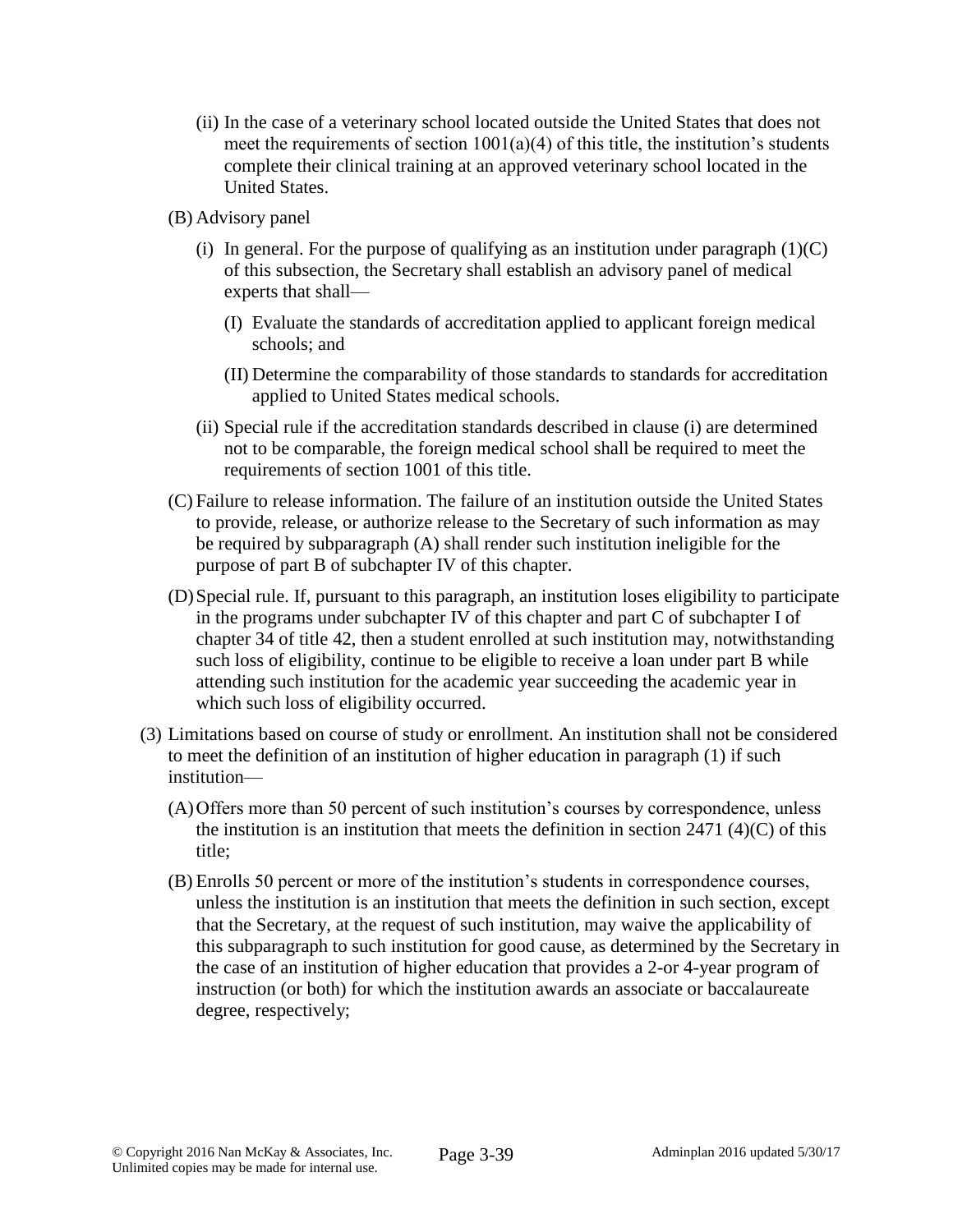(ii) In the case of a veterinary school located outside the United States that does not meet the requirements of section 1001(a)(4) of this title, the institution's students complete their clinical training at an approved veterinary school located in the United States.

(B) Advisory panel

(i) In general. For the purpose of qualifying as an institution under paragraph (1)(C) of this subsection, the Secretary shall establish an advisory panel of medical experts that shall—

(I) Evaluate the standards of accreditation applied to applicant foreign medical schools; and

(II) Determine the comparability of those standards to standards for accreditation applied to United States medical schools.

(ii) Special rule if the accreditation standards described in clause (i) are determined not to be comparable, the foreign medical school shall be required to meet the requirements of section 1001 of this title.

(C) Failure to release information. The failure of an institution outside the United States to provide, release, or authorize release to the Secretary of such information as may be required by subparagraph (A) shall render such institution ineligible for the purpose of part B of subchapter IV of this chapter.

(D) Special rule. If, pursuant to this paragraph, an institution loses eligibility to participate in the programs under subchapter IV of this chapter and part C of subchapter I of chapter 34 of title 42, then a student enrolled at such institution may, notwithstanding such loss of eligibility, continue to be eligible to receive a loan under part B while attending such institution for the academic year succeeding the academic year in which such loss of eligibility occurred.

(3) Limitations based on course of study or enrollment. An institution shall not be considered to meet the definition of an institution of higher education in paragraph (1) if such institution—

(A) Offers more than 50 percent of such institution's courses by correspondence, unless the institution is an institution that meets the definition in section 2471 (4)(C) of this title;

(B) Enrolls 50 percent or more of the institution's students in correspondence courses, unless the institution is an institution that meets the definition in such section, except that the Secretary, at the request of such institution, may waive the applicability of this subparagraph to such institution for good cause, as determined by the Secretary in the case of an institution of higher education that provides a 2-or 4-year program of instruction (or both) for which the institution awards an associate or baccalaureate degree, respectively;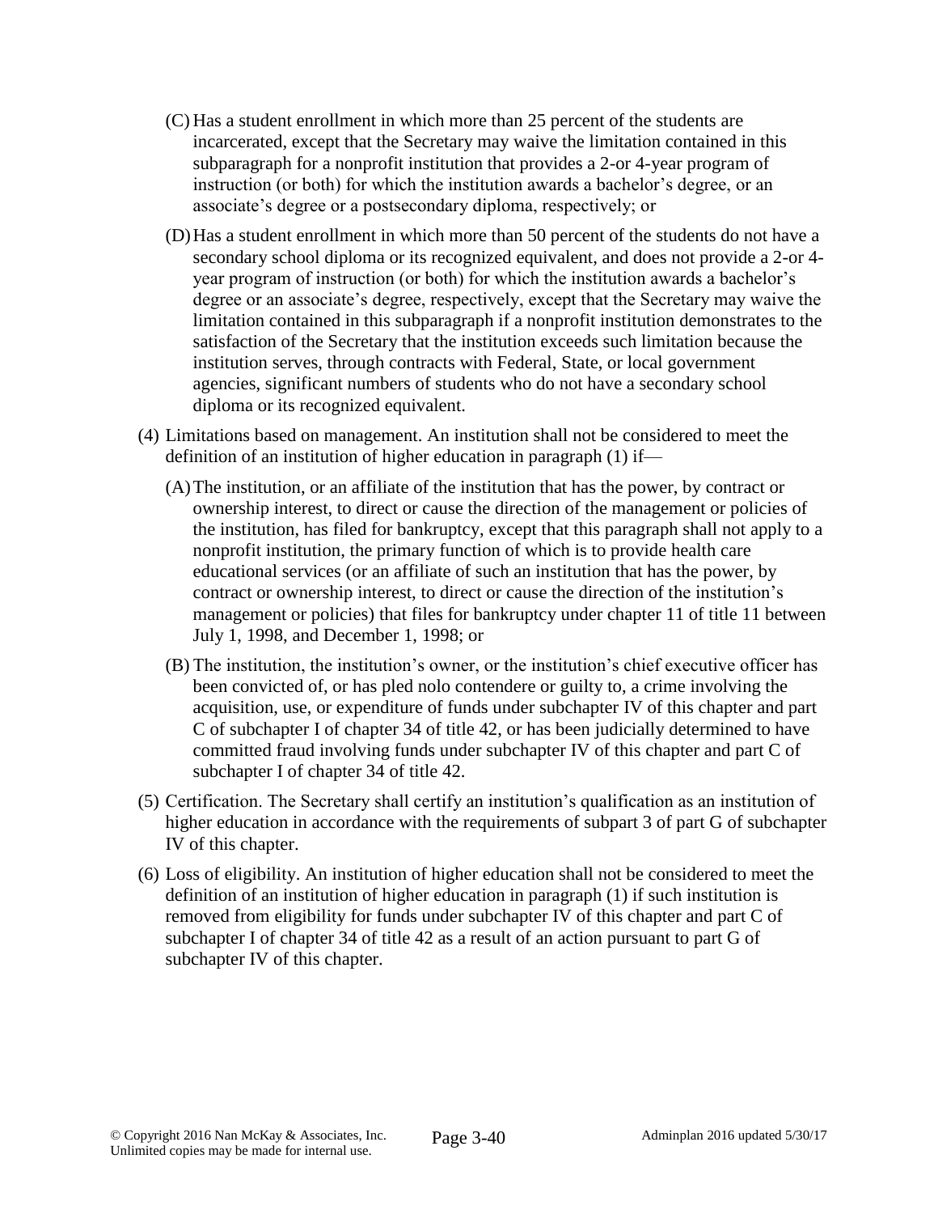(C) Has a student enrollment in which more than 25 percent of the students are incarcerated, except that the Secretary may waive the limitation contained in this subparagraph for a nonprofit institution that provides a 2-or 4-year program of instruction (or both) for which the institution awards a bachelor's degree, or an associate's degree or a postsecondary diploma, respectively; or

(D) Has a student enrollment in which more than 50 percent of the students do not have a secondary school diploma or its recognized equivalent, and does not provide a 2-or 4-year program of instruction (or both) for which the institution awards a bachelor's degree or an associate's degree, respectively, except that the Secretary may waive the limitation contained in this subparagraph if a nonprofit institution demonstrates to the satisfaction of the Secretary that the institution exceeds such limitation because the institution serves, through contracts with Federal, State, or local government agencies, significant numbers of students who do not have a secondary school diploma or its recognized equivalent.

(4) Limitations based on management. An institution shall not be considered to meet the definition of an institution of higher education in paragraph (1) if—

(A) The institution, or an affiliate of the institution that has the power, by contract or ownership interest, to direct or cause the direction of the management or policies of the institution, has filed for bankruptcy, except that this paragraph shall not apply to a nonprofit institution, the primary function of which is to provide health care educational services (or an affiliate of such an institution that has the power, by contract or ownership interest, to direct or cause the direction of the institution's management or policies) that files for bankruptcy under chapter 11 of title 11 between July 1, 1998, and December 1, 1998; or

(B) The institution, the institution's owner, or the institution's chief executive officer has been convicted of, or has pled nolo contendere or guilty to, a crime involving the acquisition, use, or expenditure of funds under subchapter IV of this chapter and part C of subchapter I of chapter 34 of title 42, or has been judicially determined to have committed fraud involving funds under subchapter IV of this chapter and part C of subchapter I of chapter 34 of title 42.

(5) Certification. The Secretary shall certify an institution's qualification as an institution of higher education in accordance with the requirements of subpart 3 of part G of subchapter IV of this chapter.

(6) Loss of eligibility. An institution of higher education shall not be considered to meet the definition of an institution of higher education in paragraph (1) if such institution is removed from eligibility for funds under subchapter IV of this chapter and part C of subchapter I of chapter 34 of title 42 as a result of an action pursuant to part G of subchapter IV of this chapter.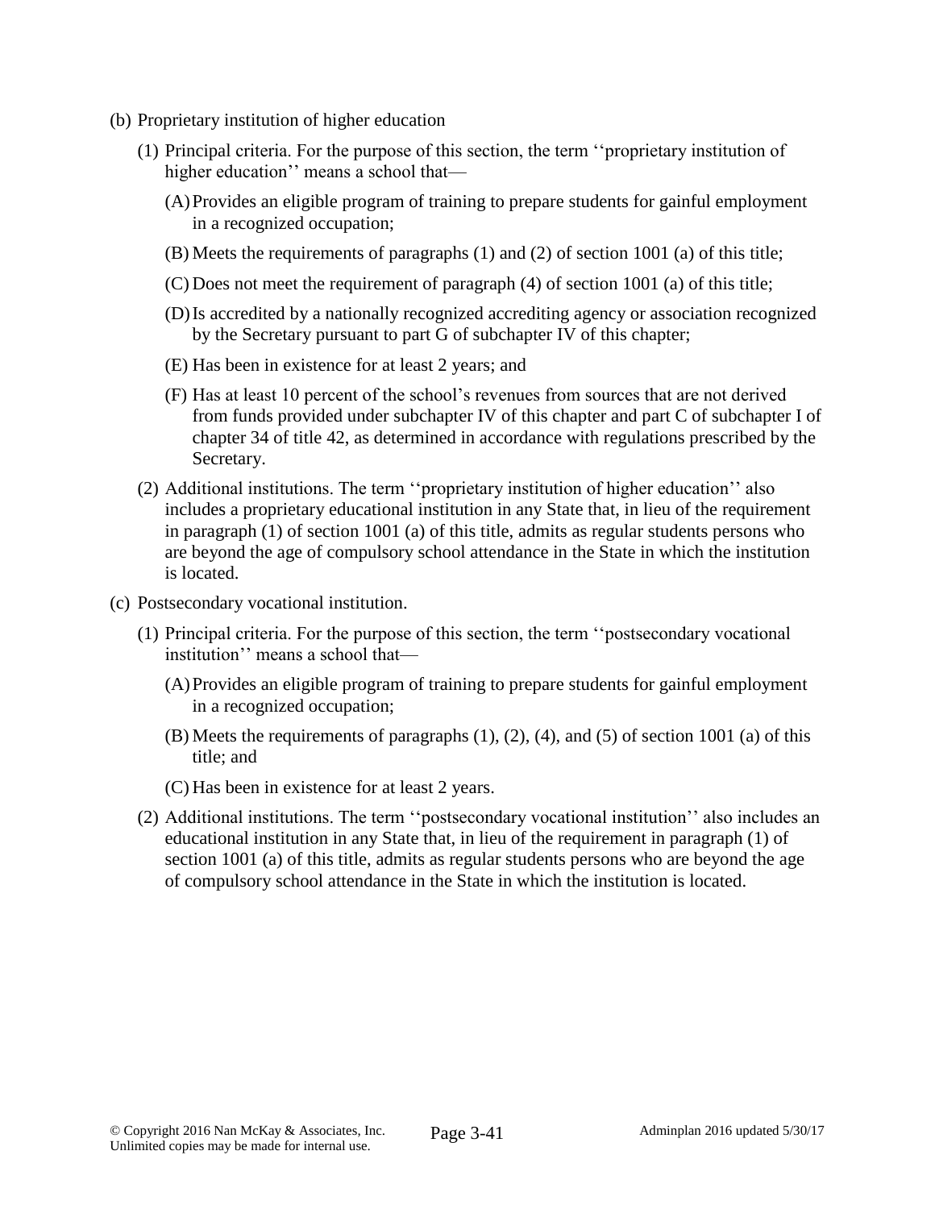(b) Proprietary institution of higher education

(1) Principal criteria. For the purpose of this section, the term ''proprietary institution of higher education'' means a school that—

(A) Provides an eligible program of training to prepare students for gainful employment in a recognized occupation;

(B) Meets the requirements of paragraphs (1) and (2) of section 1001 (a) of this title;

(C) Does not meet the requirement of paragraph (4) of section 1001 (a) of this title;

(D) Is accredited by a nationally recognized accrediting agency or association recognized by the Secretary pursuant to part G of subchapter IV of this chapter;

(E) Has been in existence for at least 2 years; and

(F) Has at least 10 percent of the school's revenues from sources that are not derived from funds provided under subchapter IV of this chapter and part C of subchapter I of chapter 34 of title 42, as determined in accordance with regulations prescribed by the Secretary.

(2) Additional institutions. The term ''proprietary institution of higher education'' also includes a proprietary educational institution in any State that, in lieu of the requirement in paragraph (1) of section 1001 (a) of this title, admits as regular students persons who are beyond the age of compulsory school attendance in the State in which the institution is located.

(c) Postsecondary vocational institution.

(1) Principal criteria. For the purpose of this section, the term ''postsecondary vocational institution'' means a school that—

(A) Provides an eligible program of training to prepare students for gainful employment in a recognized occupation;

(B) Meets the requirements of paragraphs (1), (2), (4), and (5) of section 1001 (a) of this title; and

(C) Has been in existence for at least 2 years.

(2) Additional institutions. The term ''postsecondary vocational institution'' also includes an educational institution in any State that, in lieu of the requirement in paragraph (1) of section 1001 (a) of this title, admits as regular students persons who are beyond the age of compulsory school attendance in the State in which the institution is located.